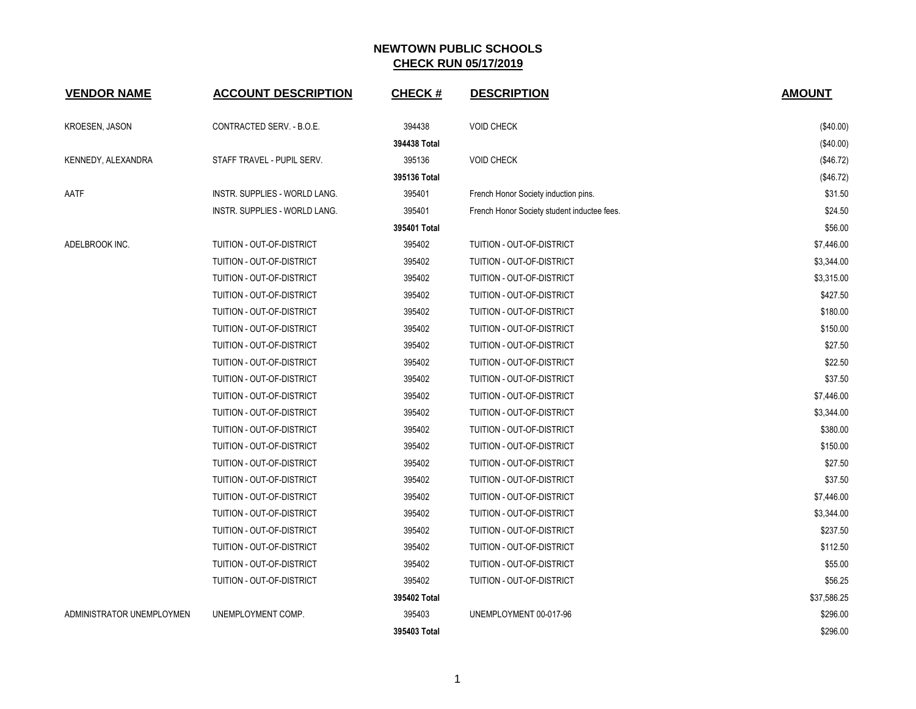# NEWTOWN PUBLIC SCHOOLS

## CHECK RUN 05/17/2019

| VENDOR NAME | ACCOUNT DESCRIPTION | CHECK # | DESCRIPTION | AMOUNT |
|---|---|---|---|---|
| KROESEN, JASON | CONTRACTED SERV. - B.O.E. | 394438 | VOID CHECK | ($40.00) |
| | | **394438 Total** | | ($40.00) |
| KENNEDY, ALEXANDRA | STAFF TRAVEL - PUPIL SERV. | 395136 | VOID CHECK | ($46.72) |
| | | **395136 Total** | | ($46.72) |
| AATF | INSTR. SUPPLIES - WORLD LANG. | 395401 | French Honor Society induction pins. | $31.50 |
| | INSTR. SUPPLIES - WORLD LANG. | 395401 | French Honor Society student inductee fees. | $24.50 |
| | | **395401 Total** | | $56.00 |
| ADELBROOK INC. | TUITION - OUT-OF-DISTRICT | 395402 | TUITION - OUT-OF-DISTRICT | $7,446.00 |
| | TUITION - OUT-OF-DISTRICT | 395402 | TUITION - OUT-OF-DISTRICT | $3,344.00 |
| | TUITION - OUT-OF-DISTRICT | 395402 | TUITION - OUT-OF-DISTRICT | $3,315.00 |
| | TUITION - OUT-OF-DISTRICT | 395402 | TUITION - OUT-OF-DISTRICT | $427.50 |
| | TUITION - OUT-OF-DISTRICT | 395402 | TUITION - OUT-OF-DISTRICT | $180.00 |
| | TUITION - OUT-OF-DISTRICT | 395402 | TUITION - OUT-OF-DISTRICT | $150.00 |
| | TUITION - OUT-OF-DISTRICT | 395402 | TUITION - OUT-OF-DISTRICT | $27.50 |
| | TUITION - OUT-OF-DISTRICT | 395402 | TUITION - OUT-OF-DISTRICT | $22.50 |
| | TUITION - OUT-OF-DISTRICT | 395402 | TUITION - OUT-OF-DISTRICT | $37.50 |
| | TUITION - OUT-OF-DISTRICT | 395402 | TUITION - OUT-OF-DISTRICT | $7,446.00 |
| | TUITION - OUT-OF-DISTRICT | 395402 | TUITION - OUT-OF-DISTRICT | $3,344.00 |
| | TUITION - OUT-OF-DISTRICT | 395402 | TUITION - OUT-OF-DISTRICT | $380.00 |
| | TUITION - OUT-OF-DISTRICT | 395402 | TUITION - OUT-OF-DISTRICT | $150.00 |
| | TUITION - OUT-OF-DISTRICT | 395402 | TUITION - OUT-OF-DISTRICT | $27.50 |
| | TUITION - OUT-OF-DISTRICT | 395402 | TUITION - OUT-OF-DISTRICT | $37.50 |
| | TUITION - OUT-OF-DISTRICT | 395402 | TUITION - OUT-OF-DISTRICT | $7,446.00 |
| | TUITION - OUT-OF-DISTRICT | 395402 | TUITION - OUT-OF-DISTRICT | $3,344.00 |
| | TUITION - OUT-OF-DISTRICT | 395402 | TUITION - OUT-OF-DISTRICT | $237.50 |
| | TUITION - OUT-OF-DISTRICT | 395402 | TUITION - OUT-OF-DISTRICT | $112.50 |
| | TUITION - OUT-OF-DISTRICT | 395402 | TUITION - OUT-OF-DISTRICT | $55.00 |
| | TUITION - OUT-OF-DISTRICT | 395402 | TUITION - OUT-OF-DISTRICT | $56.25 |
| | | **395402 Total** | | $37,586.25 |
| ADMINISTRATOR UNEMPLOYMEN | UNEMPLOYMENT COMP. | 395403 | UNEMPLOYMENT 00-017-96 | $296.00 |
| | | **395403 Total** | | $296.00 |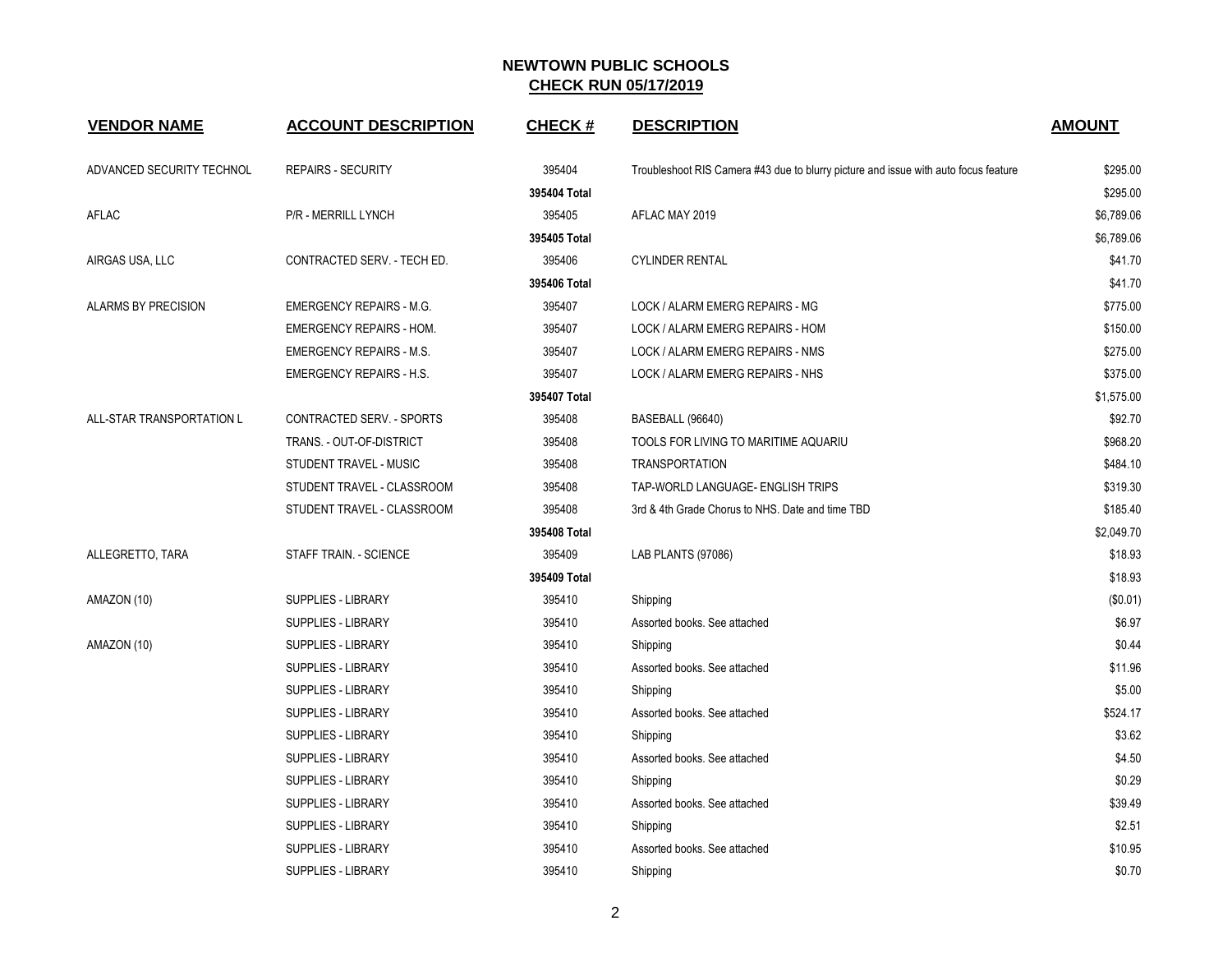## NEWTOWN PUBLIC SCHOOLS

## CHECK RUN 05/17/2019

| VENDOR NAME | ACCOUNT DESCRIPTION | CHECK # | DESCRIPTION | AMOUNT |
|---|---|---|---|---|
| ADVANCED SECURITY TECHNOL | REPAIRS - SECURITY | 395404 | Troubleshoot RIS Camera #43 due to blurry picture and issue with auto focus feature | $295.00 |
| | | 395404 Total | | $295.00 |
| AFLAC | P/R - MERRILL LYNCH | 395405 | AFLAC MAY 2019 | $6,789.06 |
| | | 395405 Total | | $6,789.06 |
| AIRGAS USA, LLC | CONTRACTED SERV. - TECH ED. | 395406 | CYLINDER RENTAL | $41.70 |
| | | 395406 Total | | $41.70 |
| ALARMS BY PRECISION | EMERGENCY REPAIRS - M.G. | 395407 | LOCK / ALARM EMERG REPAIRS - MG | $775.00 |
| | EMERGENCY REPAIRS - HOM. | 395407 | LOCK / ALARM EMERG REPAIRS - HOM | $150.00 |
| | EMERGENCY REPAIRS - M.S. | 395407 | LOCK / ALARM EMERG REPAIRS - NMS | $275.00 |
| | EMERGENCY REPAIRS - H.S. | 395407 | LOCK / ALARM EMERG REPAIRS - NHS | $375.00 |
| | | 395407 Total | | $1,575.00 |
| ALL-STAR TRANSPORTATION L | CONTRACTED SERV. - SPORTS | 395408 | BASEBALL (96640) | $92.70 |
| | TRANS. - OUT-OF-DISTRICT | 395408 | TOOLS FOR LIVING TO MARITIME AQUARIU | $968.20 |
| | STUDENT TRAVEL - MUSIC | 395408 | TRANSPORTATION | $484.10 |
| | STUDENT TRAVEL - CLASSROOM | 395408 | TAP-WORLD LANGUAGE- ENGLISH TRIPS | $319.30 |
| | STUDENT TRAVEL - CLASSROOM | 395408 | 3rd & 4th Grade Chorus to NHS. Date and time TBD | $185.40 |
| | | 395408 Total | | $2,049.70 |
| ALLEGRETTO, TARA | STAFF TRAIN. - SCIENCE | 395409 | LAB PLANTS (97086) | $18.93 |
| | | 395409 Total | | $18.93 |
| AMAZON (10) | SUPPLIES - LIBRARY | 395410 | Shipping | ($0.01) |
| | SUPPLIES - LIBRARY | 395410 | Assorted books. See attached | $6.97 |
| AMAZON (10) | SUPPLIES - LIBRARY | 395410 | Shipping | $0.44 |
| | SUPPLIES - LIBRARY | 395410 | Assorted books. See attached | $11.96 |
| | SUPPLIES - LIBRARY | 395410 | Shipping | $5.00 |
| | SUPPLIES - LIBRARY | 395410 | Assorted books. See attached | $524.17 |
| | SUPPLIES - LIBRARY | 395410 | Shipping | $3.62 |
| | SUPPLIES - LIBRARY | 395410 | Assorted books. See attached | $4.50 |
| | SUPPLIES - LIBRARY | 395410 | Shipping | $0.29 |
| | SUPPLIES - LIBRARY | 395410 | Assorted books. See attached | $39.49 |
| | SUPPLIES - LIBRARY | 395410 | Shipping | $2.51 |
| | SUPPLIES - LIBRARY | 395410 | Assorted books. See attached | $10.95 |
| | SUPPLIES - LIBRARY | 395410 | Shipping | $0.70 |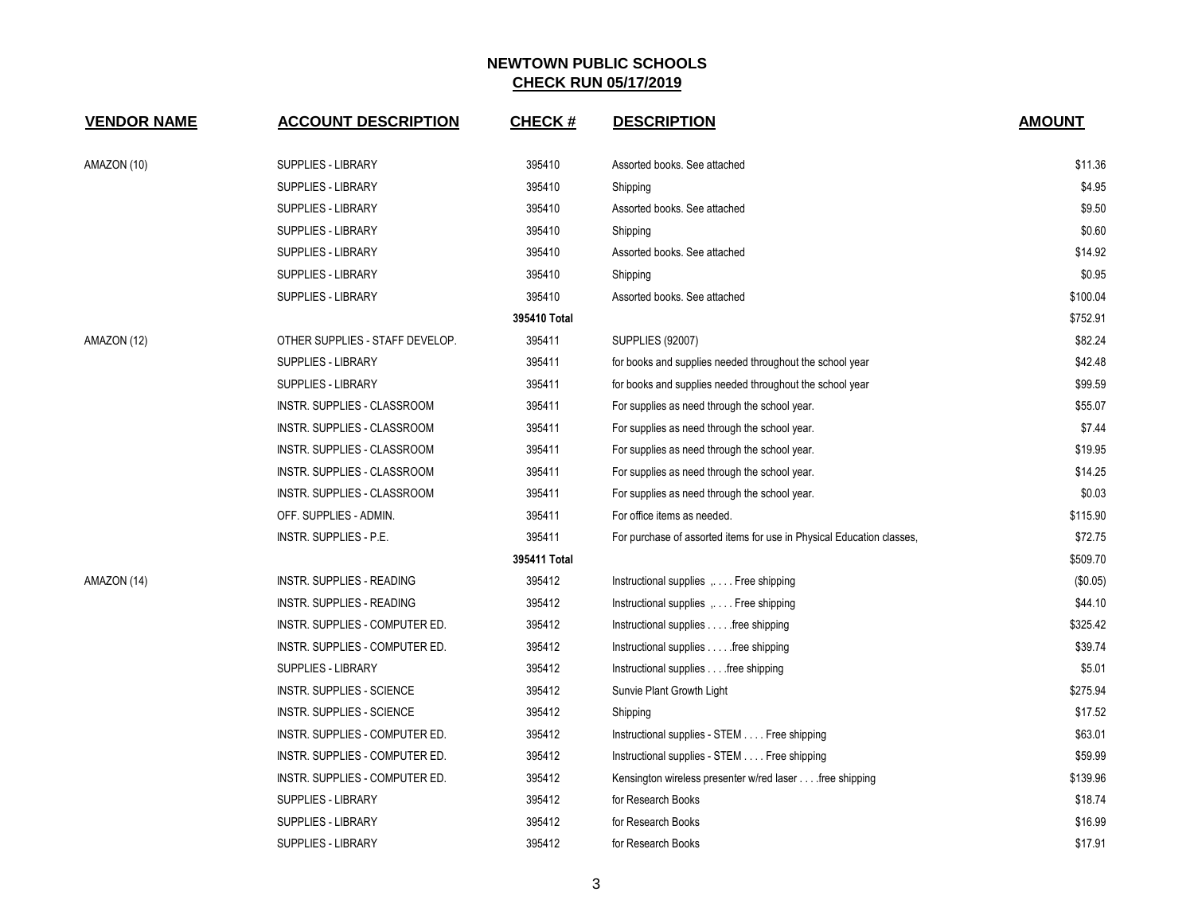# NEWTOWN PUBLIC SCHOOLS

## CHECK RUN 05/17/2019

| VENDOR NAME | ACCOUNT DESCRIPTION | CHECK # | DESCRIPTION | AMOUNT |
|---|---|---|---|---|
| AMAZON (10) | SUPPLIES - LIBRARY | 395410 | Assorted books. See attached | $11.36 |
| | SUPPLIES - LIBRARY | 395410 | Shipping | $4.95 |
| | SUPPLIES - LIBRARY | 395410 | Assorted books. See attached | $9.50 |
| | SUPPLIES - LIBRARY | 395410 | Shipping | $0.60 |
| | SUPPLIES - LIBRARY | 395410 | Assorted books. See attached | $14.92 |
| | SUPPLIES - LIBRARY | 395410 | Shipping | $0.95 |
| | SUPPLIES - LIBRARY | 395410 | Assorted books. See attached | $100.04 |
| | | **395410 Total** | | $752.91 |
| AMAZON (12) | OTHER SUPPLIES - STAFF DEVELOP. | 395411 | SUPPLIES (92007) | $82.24 |
| | SUPPLIES - LIBRARY | 395411 | for books and supplies needed throughout the school year | $42.48 |
| | SUPPLIES - LIBRARY | 395411 | for books and supplies needed throughout the school year | $99.59 |
| | INSTR. SUPPLIES - CLASSROOM | 395411 | For supplies as need through the school year. | $55.07 |
| | INSTR. SUPPLIES - CLASSROOM | 395411 | For supplies as need through the school year. | $7.44 |
| | INSTR. SUPPLIES - CLASSROOM | 395411 | For supplies as need through the school year. | $19.95 |
| | INSTR. SUPPLIES - CLASSROOM | 395411 | For supplies as need through the school year. | $14.25 |
| | INSTR. SUPPLIES - CLASSROOM | 395411 | For supplies as need through the school year. | $0.03 |
| | OFF. SUPPLIES - ADMIN. | 395411 | For office items as needed. | $115.90 |
| | INSTR. SUPPLIES - P.E. | 395411 | For purchase of assorted items for use in Physical Education classes, | $72.75 |
| | | **395411 Total** | | $509.70 |
| AMAZON (14) | INSTR. SUPPLIES - READING | 395412 | Instructional supplies ,. . . . Free shipping | ($0.05) |
| | INSTR. SUPPLIES - READING | 395412 | Instructional supplies ,. . . . Free shipping | $44.10 |
| | INSTR. SUPPLIES - COMPUTER ED. | 395412 | Instructional supplies . . . . .free shipping | $325.42 |
| | INSTR. SUPPLIES - COMPUTER ED. | 395412 | Instructional supplies . . . . .free shipping | $39.74 |
| | SUPPLIES - LIBRARY | 395412 | Instructional supplies . . . .free shipping | $5.01 |
| | INSTR. SUPPLIES - SCIENCE | 395412 | Sunvie Plant Growth Light | $275.94 |
| | INSTR. SUPPLIES - SCIENCE | 395412 | Shipping | $17.52 |
| | INSTR. SUPPLIES - COMPUTER ED. | 395412 | Instructional supplies - STEM . . . . Free shipping | $63.01 |
| | INSTR. SUPPLIES - COMPUTER ED. | 395412 | Instructional supplies - STEM . . . . Free shipping | $59.99 |
| | INSTR. SUPPLIES - COMPUTER ED. | 395412 | Kensington wireless presenter w/red laser . . . .free shipping | $139.96 |
| | SUPPLIES - LIBRARY | 395412 | for Research Books | $18.74 |
| | SUPPLIES - LIBRARY | 395412 | for Research Books | $16.99 |
| | SUPPLIES - LIBRARY | 395412 | for Research Books | $17.91 |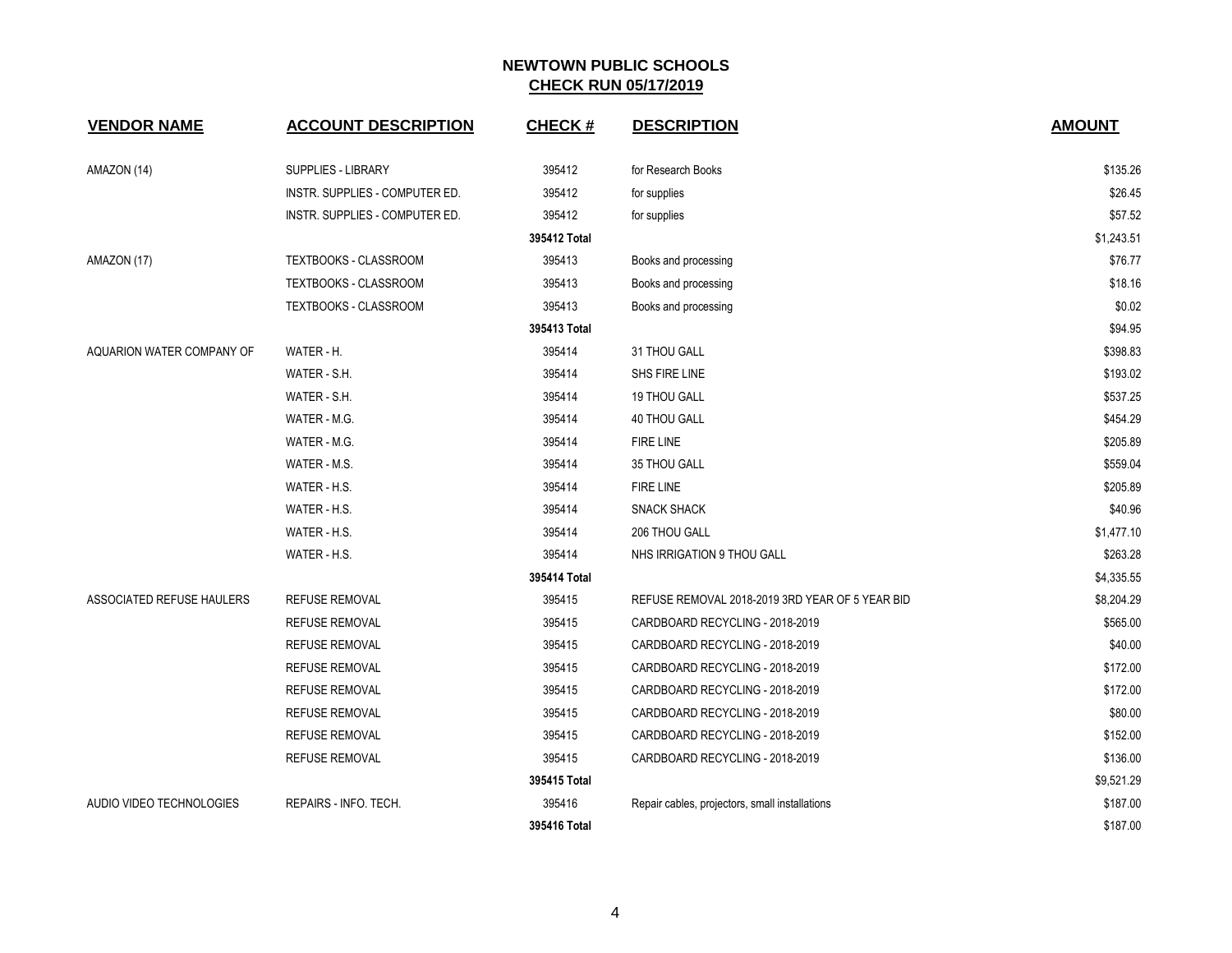## NEWTOWN PUBLIC SCHOOLS
## CHECK RUN 05/17/2019

| VENDOR NAME | ACCOUNT DESCRIPTION | CHECK # | DESCRIPTION | AMOUNT |
|---|---|---|---|---|
| AMAZON (14) | SUPPLIES - LIBRARY | 395412 | for Research Books | $135.26 |
| | INSTR. SUPPLIES - COMPUTER ED. | 395412 | for supplies | $26.45 |
| | INSTR. SUPPLIES - COMPUTER ED. | 395412 | for supplies | $57.52 |
| | | **395412 Total** | | $1,243.51 |
| AMAZON (17) | TEXTBOOKS - CLASSROOM | 395413 | Books and processing | $76.77 |
| | TEXTBOOKS - CLASSROOM | 395413 | Books and processing | $18.16 |
| | TEXTBOOKS - CLASSROOM | 395413 | Books and processing | $0.02 |
| | | **395413 Total** | | $94.95 |
| AQUARION WATER COMPANY OF | WATER - H. | 395414 | 31 THOU GALL | $398.83 |
| | WATER - S.H. | 395414 | SHS FIRE LINE | $193.02 |
| | WATER - S.H. | 395414 | 19 THOU GALL | $537.25 |
| | WATER - M.G. | 395414 | 40 THOU GALL | $454.29 |
| | WATER - M.G. | 395414 | FIRE LINE | $205.89 |
| | WATER - M.S. | 395414 | 35 THOU GALL | $559.04 |
| | WATER - H.S. | 395414 | FIRE LINE | $205.89 |
| | WATER - H.S. | 395414 | SNACK SHACK | $40.96 |
| | WATER - H.S. | 395414 | 206 THOU GALL | $1,477.10 |
| | WATER - H.S. | 395414 | NHS IRRIGATION 9 THOU GALL | $263.28 |
| | | **395414 Total** | | $4,335.55 |
| ASSOCIATED REFUSE HAULERS | REFUSE REMOVAL | 395415 | REFUSE REMOVAL 2018-2019 3RD YEAR OF 5 YEAR BID | $8,204.29 |
| | REFUSE REMOVAL | 395415 | CARDBOARD RECYCLING - 2018-2019 | $565.00 |
| | REFUSE REMOVAL | 395415 | CARDBOARD RECYCLING - 2018-2019 | $40.00 |
| | REFUSE REMOVAL | 395415 | CARDBOARD RECYCLING - 2018-2019 | $172.00 |
| | REFUSE REMOVAL | 395415 | CARDBOARD RECYCLING - 2018-2019 | $172.00 |
| | REFUSE REMOVAL | 395415 | CARDBOARD RECYCLING - 2018-2019 | $80.00 |
| | REFUSE REMOVAL | 395415 | CARDBOARD RECYCLING - 2018-2019 | $152.00 |
| | REFUSE REMOVAL | 395415 | CARDBOARD RECYCLING - 2018-2019 | $136.00 |
| | | **395415 Total** | | $9,521.29 |
| AUDIO VIDEO TECHNOLOGIES | REPAIRS - INFO. TECH. | 395416 | Repair cables, projectors, small installations | $187.00 |
| | | **395416 Total** | | $187.00 |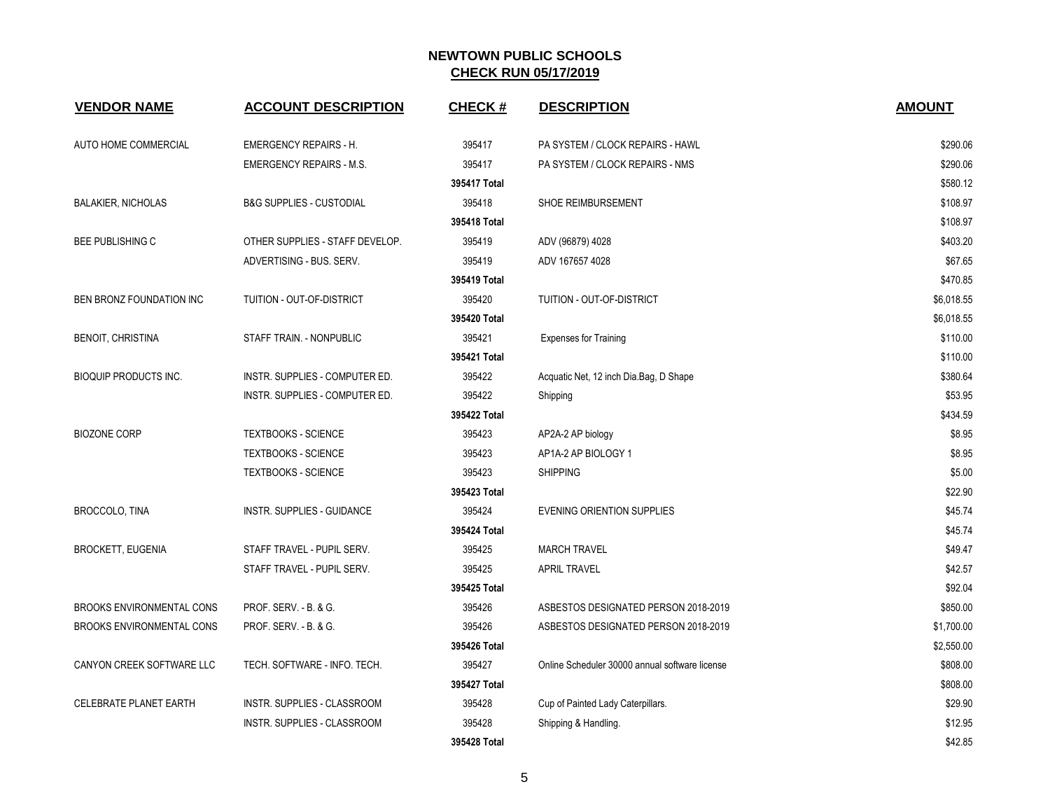## NEWTOWN PUBLIC SCHOOLS
## CHECK RUN 05/17/2019

| VENDOR NAME | ACCOUNT DESCRIPTION | CHECK # | DESCRIPTION | AMOUNT |
|---|---|---|---|---|
| AUTO HOME COMMERCIAL | EMERGENCY REPAIRS - H. | 395417 | PA SYSTEM / CLOCK REPAIRS - HAWL | $290.06 |
| | EMERGENCY REPAIRS - M.S. | 395417 | PA SYSTEM / CLOCK REPAIRS - NMS | $290.06 |
| | | **395417 Total** | | $580.12 |
| BALAKIER, NICHOLAS | B&G SUPPLIES - CUSTODIAL | 395418 | SHOE REIMBURSEMENT | $108.97 |
| | | **395418 Total** | | $108.97 |
| BEE PUBLISHING C | OTHER SUPPLIES - STAFF DEVELOP. | 395419 | ADV (96879) 4028 | $403.20 |
| | ADVERTISING - BUS. SERV. | 395419 | ADV 167657 4028 | $67.65 |
| | | **395419 Total** | | $470.85 |
| BEN BRONZ FOUNDATION INC | TUITION - OUT-OF-DISTRICT | 395420 | TUITION - OUT-OF-DISTRICT | $6,018.55 |
| | | **395420 Total** | | $6,018.55 |
| BENOIT, CHRISTINA | STAFF TRAIN. - NONPUBLIC | 395421 | Expenses for Training | $110.00 |
| | | **395421 Total** | | $110.00 |
| BIOQUIP PRODUCTS INC. | INSTR. SUPPLIES - COMPUTER ED. | 395422 | Acquatic Net, 12 inch Dia.Bag, D Shape | $380.64 |
| | INSTR. SUPPLIES - COMPUTER ED. | 395422 | Shipping | $53.95 |
| | | **395422 Total** | | $434.59 |
| BIOZONE CORP | TEXTBOOKS - SCIENCE | 395423 | AP2A-2 AP biology | $8.95 |
| | TEXTBOOKS - SCIENCE | 395423 | AP1A-2 AP BIOLOGY 1 | $8.95 |
| | TEXTBOOKS - SCIENCE | 395423 | SHIPPING | $5.00 |
| | | **395423 Total** | | $22.90 |
| BROCCOLO, TINA | INSTR. SUPPLIES - GUIDANCE | 395424 | EVENING ORIENTION SUPPLIES | $45.74 |
| | | **395424 Total** | | $45.74 |
| BROCKETT, EUGENIA | STAFF TRAVEL - PUPIL SERV. | 395425 | MARCH TRAVEL | $49.47 |
| | STAFF TRAVEL - PUPIL SERV. | 395425 | APRIL TRAVEL | $42.57 |
| | | **395425 Total** | | $92.04 |
| BROOKS ENVIRONMENTAL CONS | PROF. SERV. - B. & G. | 395426 | ASBESTOS DESIGNATED PERSON 2018-2019 | $850.00 |
| BROOKS ENVIRONMENTAL CONS | PROF. SERV. - B. & G. | 395426 | ASBESTOS DESIGNATED PERSON 2018-2019 | $1,700.00 |
| | | **395426 Total** | | $2,550.00 |
| CANYON CREEK SOFTWARE LLC | TECH. SOFTWARE - INFO. TECH. | 395427 | Online Scheduler 30000 annual software license | $808.00 |
| | | **395427 Total** | | $808.00 |
| CELEBRATE PLANET EARTH | INSTR. SUPPLIES - CLASSROOM | 395428 | Cup of Painted Lady Caterpillars. | $29.90 |
| | INSTR. SUPPLIES - CLASSROOM | 395428 | Shipping & Handling. | $12.95 |
| | | **395428 Total** | | $42.85 |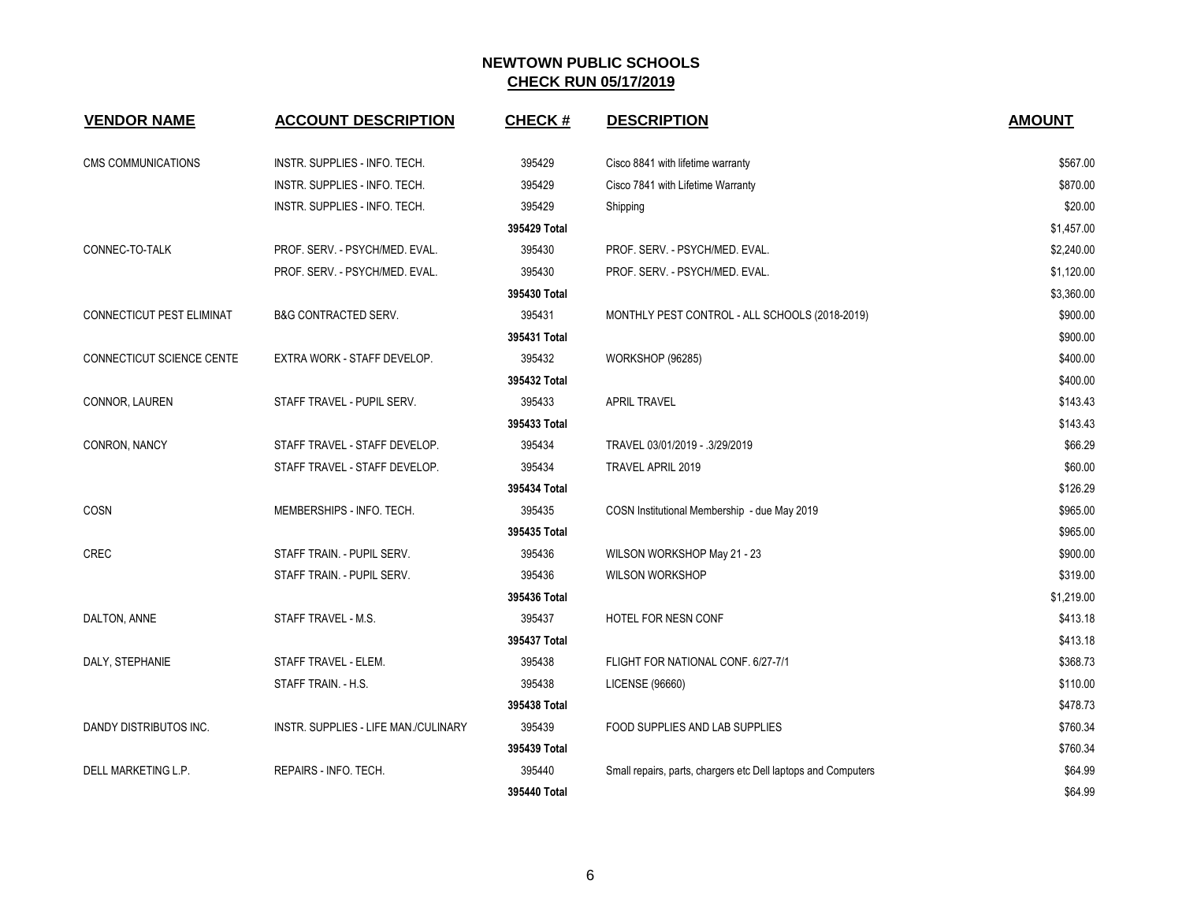# NEWTOWN PUBLIC SCHOOLS

## CHECK RUN 05/17/2019

| VENDOR NAME | ACCOUNT DESCRIPTION | CHECK # | DESCRIPTION | AMOUNT |
|---|---|---|---|---|
| CMS COMMUNICATIONS | INSTR. SUPPLIES - INFO. TECH. | 395429 | Cisco 8841 with lifetime warranty | $567.00 |
| | INSTR. SUPPLIES - INFO. TECH. | 395429 | Cisco 7841 with Lifetime Warranty | $870.00 |
| | INSTR. SUPPLIES - INFO. TECH. | 395429 | Shipping | $20.00 |
| | | **395429 Total** | | $1,457.00 |
| CONNEC-TO-TALK | PROF. SERV. - PSYCH/MED. EVAL. | 395430 | PROF. SERV. - PSYCH/MED. EVAL. | $2,240.00 |
| | PROF. SERV. - PSYCH/MED. EVAL. | 395430 | PROF. SERV. - PSYCH/MED. EVAL. | $1,120.00 |
| | | **395430 Total** | | $3,360.00 |
| CONNECTICUT PEST ELIMINAT | B&G CONTRACTED SERV. | 395431 | MONTHLY PEST CONTROL - ALL SCHOOLS (2018-2019) | $900.00 |
| | | **395431 Total** | | $900.00 |
| CONNECTICUT SCIENCE CENTE | EXTRA WORK - STAFF DEVELOP. | 395432 | WORKSHOP (96285) | $400.00 |
| | | **395432 Total** | | $400.00 |
| CONNOR, LAUREN | STAFF TRAVEL - PUPIL SERV. | 395433 | APRIL TRAVEL | $143.43 |
| | | **395433 Total** | | $143.43 |
| CONRON, NANCY | STAFF TRAVEL - STAFF DEVELOP. | 395434 | TRAVEL 03/01/2019 - .3/29/2019 | $66.29 |
| | STAFF TRAVEL - STAFF DEVELOP. | 395434 | TRAVEL APRIL 2019 | $60.00 |
| | | **395434 Total** | | $126.29 |
| COSN | MEMBERSHIPS - INFO. TECH. | 395435 | COSN Institutional Membership - due May 2019 | $965.00 |
| | | **395435 Total** | | $965.00 |
| CREC | STAFF TRAIN. - PUPIL SERV. | 395436 | WILSON WORKSHOP May 21 - 23 | $900.00 |
| | STAFF TRAIN. - PUPIL SERV. | 395436 | WILSON WORKSHOP | $319.00 |
| | | **395436 Total** | | $1,219.00 |
| DALTON, ANNE | STAFF TRAVEL - M.S. | 395437 | HOTEL FOR NESN CONF | $413.18 |
| | | **395437 Total** | | $413.18 |
| DALY, STEPHANIE | STAFF TRAVEL - ELEM. | 395438 | FLIGHT FOR NATIONAL CONF. 6/27-7/1 | $368.73 |
| | STAFF TRAIN. - H.S. | 395438 | LICENSE (96660) | $110.00 |
| | | **395438 Total** | | $478.73 |
| DANDY DISTRIBUTOS INC. | INSTR. SUPPLIES - LIFE MAN./CULINARY | 395439 | FOOD SUPPLIES AND LAB SUPPLIES | $760.34 |
| | | **395439 Total** | | $760.34 |
| DELL MARKETING L.P. | REPAIRS - INFO. TECH. | 395440 | Small repairs, parts, chargers etc Dell laptops and Computers | $64.99 |
| | | **395440 Total** | | $64.99 |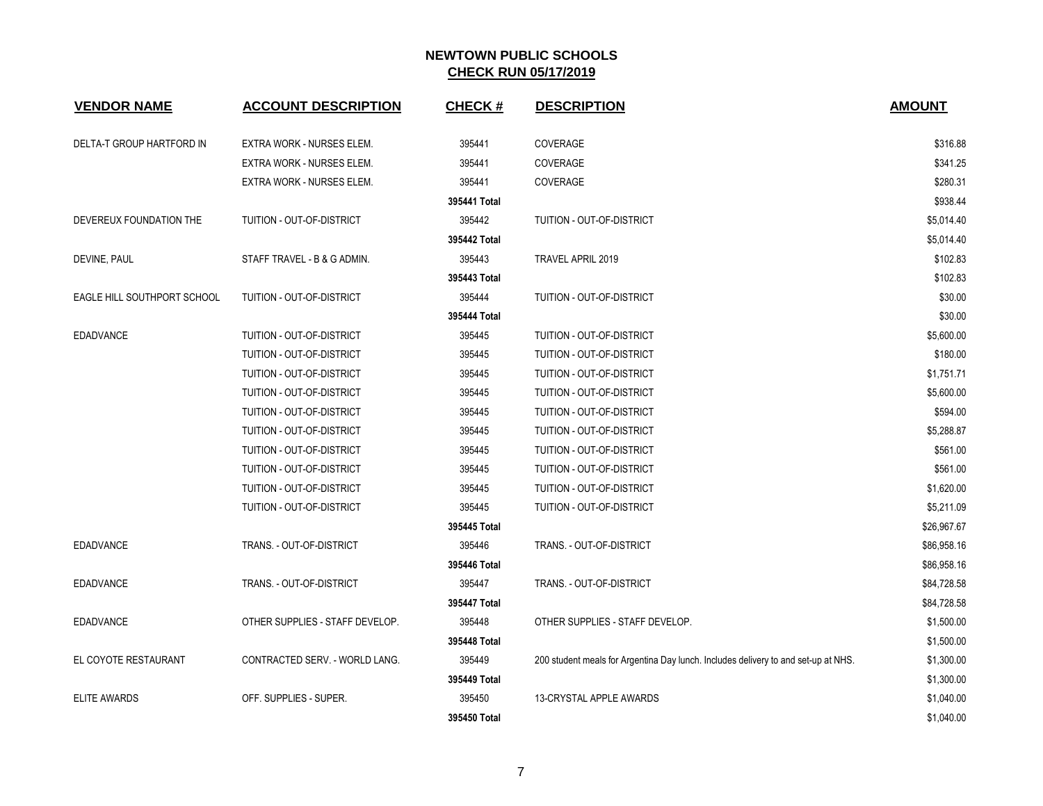# NEWTOWN PUBLIC SCHOOLS

## CHECK RUN 05/17/2019

| VENDOR NAME | ACCOUNT DESCRIPTION | CHECK # | DESCRIPTION | AMOUNT |
|---|---|---|---|---|
| DELTA-T GROUP HARTFORD IN | EXTRA WORK - NURSES ELEM. | 395441 | COVERAGE | $316.88 |
| | EXTRA WORK - NURSES ELEM. | 395441 | COVERAGE | $341.25 |
| | EXTRA WORK - NURSES ELEM. | 395441 | COVERAGE | $280.31 |
| | | **395441 Total** | | $938.44 |
| DEVEREUX FOUNDATION THE | TUITION - OUT-OF-DISTRICT | 395442 | TUITION - OUT-OF-DISTRICT | $5,014.40 |
| | | **395442 Total** | | $5,014.40 |
| DEVINE, PAUL | STAFF TRAVEL - B & G ADMIN. | 395443 | TRAVEL APRIL 2019 | $102.83 |
| | | **395443 Total** | | $102.83 |
| EAGLE HILL SOUTHPORT SCHOOL | TUITION - OUT-OF-DISTRICT | 395444 | TUITION - OUT-OF-DISTRICT | $30.00 |
| | | **395444 Total** | | $30.00 |
| EDADVANCE | TUITION - OUT-OF-DISTRICT | 395445 | TUITION - OUT-OF-DISTRICT | $5,600.00 |
| | TUITION - OUT-OF-DISTRICT | 395445 | TUITION - OUT-OF-DISTRICT | $180.00 |
| | TUITION - OUT-OF-DISTRICT | 395445 | TUITION - OUT-OF-DISTRICT | $1,751.71 |
| | TUITION - OUT-OF-DISTRICT | 395445 | TUITION - OUT-OF-DISTRICT | $5,600.00 |
| | TUITION - OUT-OF-DISTRICT | 395445 | TUITION - OUT-OF-DISTRICT | $594.00 |
| | TUITION - OUT-OF-DISTRICT | 395445 | TUITION - OUT-OF-DISTRICT | $5,288.87 |
| | TUITION - OUT-OF-DISTRICT | 395445 | TUITION - OUT-OF-DISTRICT | $561.00 |
| | TUITION - OUT-OF-DISTRICT | 395445 | TUITION - OUT-OF-DISTRICT | $561.00 |
| | TUITION - OUT-OF-DISTRICT | 395445 | TUITION - OUT-OF-DISTRICT | $1,620.00 |
| | TUITION - OUT-OF-DISTRICT | 395445 | TUITION - OUT-OF-DISTRICT | $5,211.09 |
| | | **395445 Total** | | $26,967.67 |
| EDADVANCE | TRANS. - OUT-OF-DISTRICT | 395446 | TRANS. - OUT-OF-DISTRICT | $86,958.16 |
| | | **395446 Total** | | $86,958.16 |
| EDADVANCE | TRANS. - OUT-OF-DISTRICT | 395447 | TRANS. - OUT-OF-DISTRICT | $84,728.58 |
| | | **395447 Total** | | $84,728.58 |
| EDADVANCE | OTHER SUPPLIES - STAFF DEVELOP. | 395448 | OTHER SUPPLIES - STAFF DEVELOP. | $1,500.00 |
| | | **395448 Total** | | $1,500.00 |
| EL COYOTE RESTAURANT | CONTRACTED SERV. - WORLD LANG. | 395449 | 200 student meals for Argentina Day lunch. Includes delivery to and set-up at NHS. | $1,300.00 |
| | | **395449 Total** | | $1,300.00 |
| ELITE AWARDS | OFF. SUPPLIES - SUPER. | 395450 | 13-CRYSTAL APPLE AWARDS | $1,040.00 |
| | | **395450 Total** | | $1,040.00 |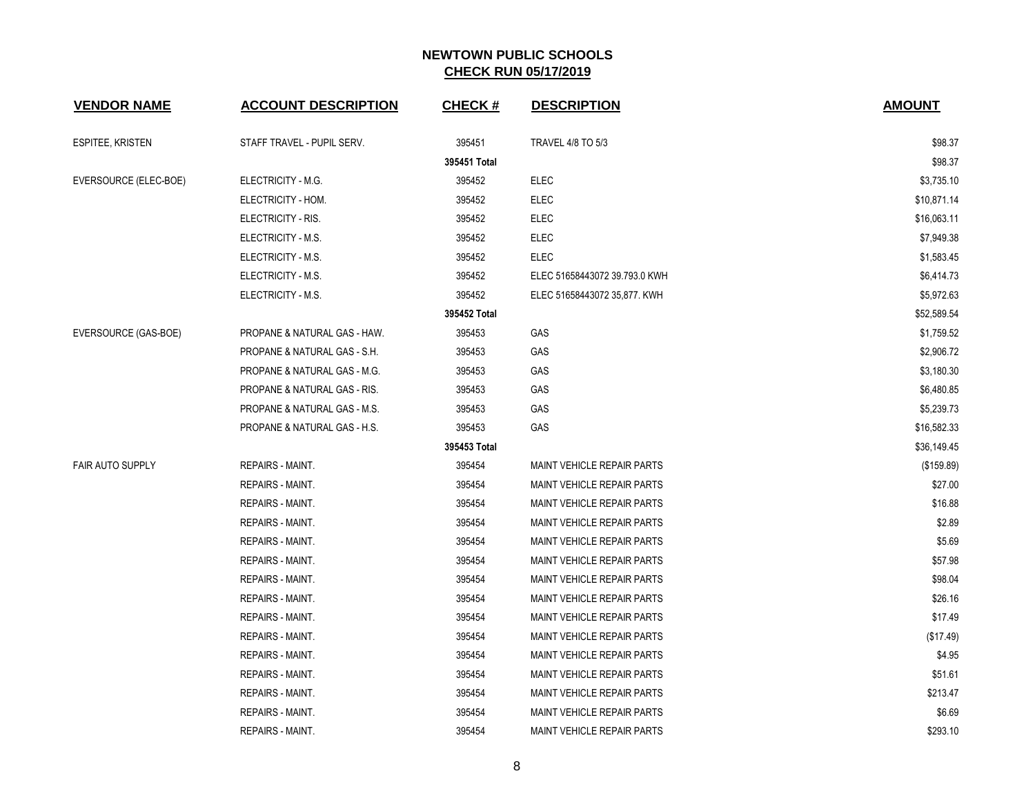# NEWTOWN PUBLIC SCHOOLS

## CHECK RUN 05/17/2019

| VENDOR NAME | ACCOUNT DESCRIPTION | CHECK # | DESCRIPTION | AMOUNT |
|---|---|---|---|---|
| ESPITEE, KRISTEN | STAFF TRAVEL - PUPIL SERV. | 395451 | TRAVEL 4/8 TO 5/3 | $98.37 |
| | | **395451 Total** | | $98.37 |
| EVERSOURCE (ELEC-BOE) | ELECTRICITY - M.G. | 395452 | ELEC | $3,735.10 |
| | ELECTRICITY - HOM. | 395452 | ELEC | $10,871.14 |
| | ELECTRICITY - RIS. | 395452 | ELEC | $16,063.11 |
| | ELECTRICITY - M.S. | 395452 | ELEC | $7,949.38 |
| | ELECTRICITY - M.S. | 395452 | ELEC | $1,583.45 |
| | ELECTRICITY - M.S. | 395452 | ELEC 51658443072 39.793.0 KWH | $6,414.73 |
| | ELECTRICITY - M.S. | 395452 | ELEC 51658443072 35,877. KWH | $5,972.63 |
| | | **395452 Total** | | $52,589.54 |
| EVERSOURCE (GAS-BOE) | PROPANE & NATURAL GAS - HAW. | 395453 | GAS | $1,759.52 |
| | PROPANE & NATURAL GAS - S.H. | 395453 | GAS | $2,906.72 |
| | PROPANE & NATURAL GAS - M.G. | 395453 | GAS | $3,180.30 |
| | PROPANE & NATURAL GAS - RIS. | 395453 | GAS | $6,480.85 |
| | PROPANE & NATURAL GAS - M.S. | 395453 | GAS | $5,239.73 |
| | PROPANE & NATURAL GAS - H.S. | 395453 | GAS | $16,582.33 |
| | | **395453 Total** | | $36,149.45 |
| FAIR AUTO SUPPLY | REPAIRS - MAINT. | 395454 | MAINT VEHICLE REPAIR PARTS | ($159.89) |
| | REPAIRS - MAINT. | 395454 | MAINT VEHICLE REPAIR PARTS | $27.00 |
| | REPAIRS - MAINT. | 395454 | MAINT VEHICLE REPAIR PARTS | $16.88 |
| | REPAIRS - MAINT. | 395454 | MAINT VEHICLE REPAIR PARTS | $2.89 |
| | REPAIRS - MAINT. | 395454 | MAINT VEHICLE REPAIR PARTS | $5.69 |
| | REPAIRS - MAINT. | 395454 | MAINT VEHICLE REPAIR PARTS | $57.98 |
| | REPAIRS - MAINT. | 395454 | MAINT VEHICLE REPAIR PARTS | $98.04 |
| | REPAIRS - MAINT. | 395454 | MAINT VEHICLE REPAIR PARTS | $26.16 |
| | REPAIRS - MAINT. | 395454 | MAINT VEHICLE REPAIR PARTS | $17.49 |
| | REPAIRS - MAINT. | 395454 | MAINT VEHICLE REPAIR PARTS | ($17.49) |
| | REPAIRS - MAINT. | 395454 | MAINT VEHICLE REPAIR PARTS | $4.95 |
| | REPAIRS - MAINT. | 395454 | MAINT VEHICLE REPAIR PARTS | $51.61 |
| | REPAIRS - MAINT. | 395454 | MAINT VEHICLE REPAIR PARTS | $213.47 |
| | REPAIRS - MAINT. | 395454 | MAINT VEHICLE REPAIR PARTS | $6.69 |
| | REPAIRS - MAINT. | 395454 | MAINT VEHICLE REPAIR PARTS | $293.10 |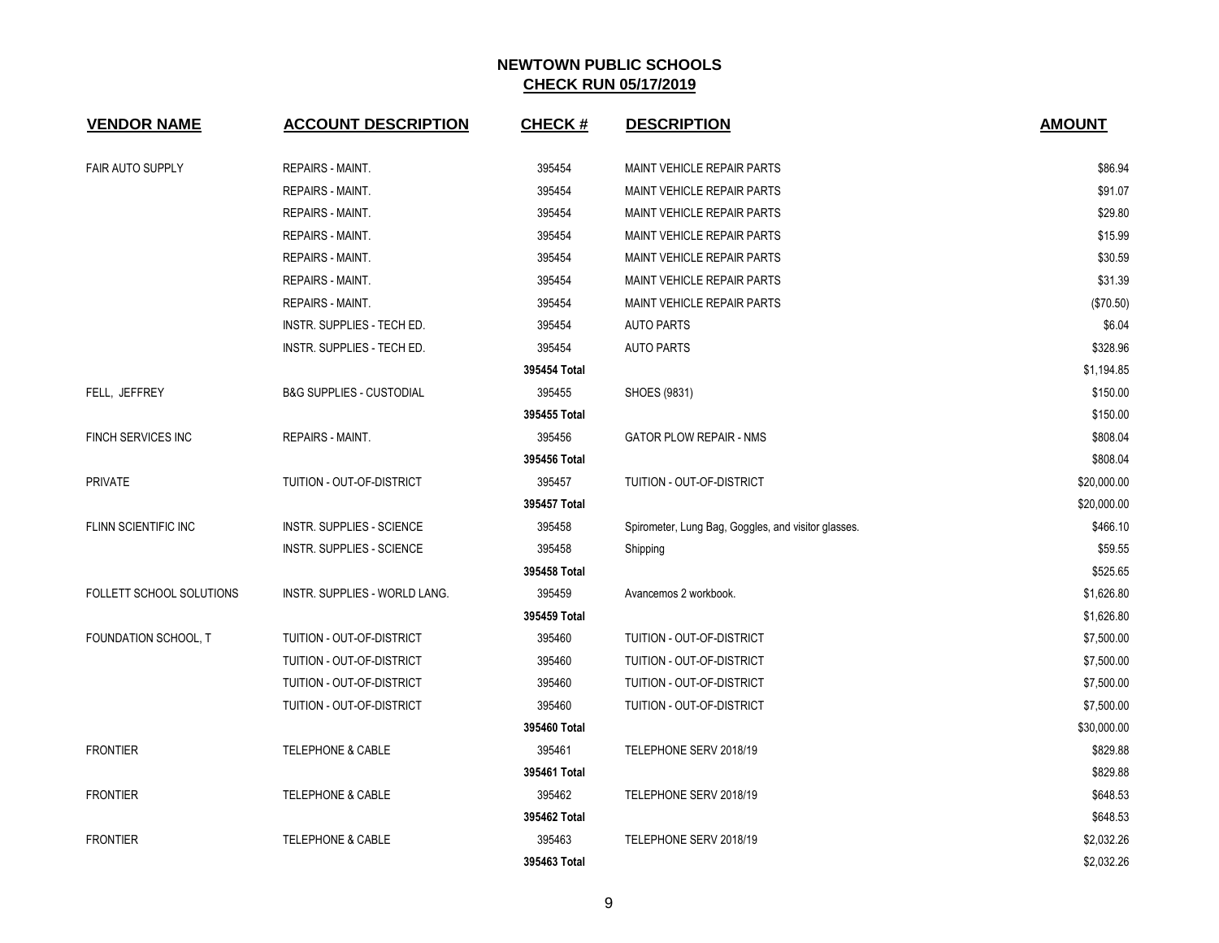**NEWTOWN PUBLIC SCHOOLS**

**CHECK RUN 05/17/2019**

| VENDOR NAME | ACCOUNT DESCRIPTION | CHECK # | DESCRIPTION | AMOUNT |
|---|---|---|---|---|
| FAIR AUTO SUPPLY | REPAIRS - MAINT. | 395454 | MAINT VEHICLE REPAIR PARTS | $86.94 |
| | REPAIRS - MAINT. | 395454 | MAINT VEHICLE REPAIR PARTS | $91.07 |
| | REPAIRS - MAINT. | 395454 | MAINT VEHICLE REPAIR PARTS | $29.80 |
| | REPAIRS - MAINT. | 395454 | MAINT VEHICLE REPAIR PARTS | $15.99 |
| | REPAIRS - MAINT. | 395454 | MAINT VEHICLE REPAIR PARTS | $30.59 |
| | REPAIRS - MAINT. | 395454 | MAINT VEHICLE REPAIR PARTS | $31.39 |
| | REPAIRS - MAINT. | 395454 | MAINT VEHICLE REPAIR PARTS | ($70.50) |
| | INSTR. SUPPLIES - TECH ED. | 395454 | AUTO PARTS | $6.04 |
| | INSTR. SUPPLIES - TECH ED. | 395454 | AUTO PARTS | $328.96 |
| | | **395454 Total** | | $1,194.85 |
| FELL, JEFFREY | B&G SUPPLIES - CUSTODIAL | 395455 | SHOES (9831) | $150.00 |
| | | **395455 Total** | | $150.00 |
| FINCH SERVICES INC | REPAIRS - MAINT. | 395456 | GATOR PLOW REPAIR - NMS | $808.04 |
| | | **395456 Total** | | $808.04 |
| PRIVATE | TUITION - OUT-OF-DISTRICT | 395457 | TUITION - OUT-OF-DISTRICT | $20,000.00 |
| | | **395457 Total** | | $20,000.00 |
| FLINN SCIENTIFIC INC | INSTR. SUPPLIES - SCIENCE | 395458 | Spirometer, Lung Bag, Goggles, and visitor glasses. | $466.10 |
| | INSTR. SUPPLIES - SCIENCE | 395458 | Shipping | $59.55 |
| | | **395458 Total** | | $525.65 |
| FOLLETT SCHOOL SOLUTIONS | INSTR. SUPPLIES - WORLD LANG. | 395459 | Avancemos 2 workbook. | $1,626.80 |
| | | **395459 Total** | | $1,626.80 |
| FOUNDATION SCHOOL, T | TUITION - OUT-OF-DISTRICT | 395460 | TUITION - OUT-OF-DISTRICT | $7,500.00 |
| | TUITION - OUT-OF-DISTRICT | 395460 | TUITION - OUT-OF-DISTRICT | $7,500.00 |
| | TUITION - OUT-OF-DISTRICT | 395460 | TUITION - OUT-OF-DISTRICT | $7,500.00 |
| | TUITION - OUT-OF-DISTRICT | 395460 | TUITION - OUT-OF-DISTRICT | $7,500.00 |
| | | **395460 Total** | | $30,000.00 |
| FRONTIER | TELEPHONE & CABLE | 395461 | TELEPHONE SERV 2018/19 | $829.88 |
| | | **395461 Total** | | $829.88 |
| FRONTIER | TELEPHONE & CABLE | 395462 | TELEPHONE SERV 2018/19 | $648.53 |
| | | **395462 Total** | | $648.53 |
| FRONTIER | TELEPHONE & CABLE | 395463 | TELEPHONE SERV 2018/19 | $2,032.26 |
| | | **395463 Total** | | $2,032.26 |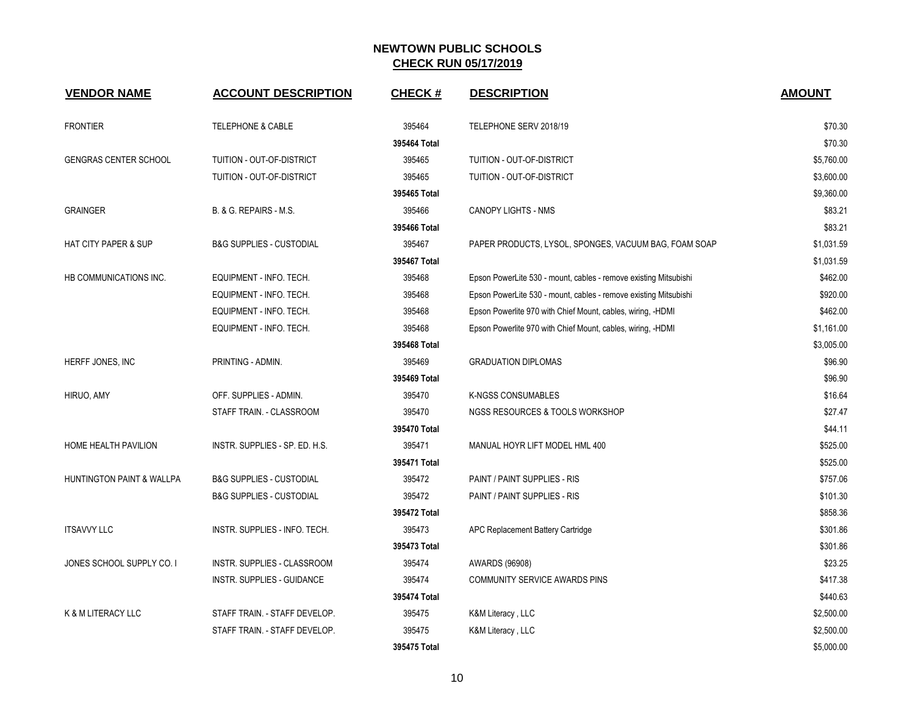# NEWTOWN PUBLIC SCHOOLS

## CHECK RUN 05/17/2019

| VENDOR NAME | ACCOUNT DESCRIPTION | CHECK # | DESCRIPTION | AMOUNT |
|---|---|---|---|---|
| FRONTIER | TELEPHONE & CABLE | 395464 | TELEPHONE SERV 2018/19 | $70.30 |
| | | **395464 Total** | | $70.30 |
| GENGRAS CENTER SCHOOL | TUITION - OUT-OF-DISTRICT | 395465 | TUITION - OUT-OF-DISTRICT | $5,760.00 |
| | TUITION - OUT-OF-DISTRICT | 395465 | TUITION - OUT-OF-DISTRICT | $3,600.00 |
| | | **395465 Total** | | $9,360.00 |
| GRAINGER | B. & G. REPAIRS - M.S. | 395466 | CANOPY LIGHTS - NMS | $83.21 |
| | | **395466 Total** | | $83.21 |
| HAT CITY PAPER & SUP | B&G SUPPLIES - CUSTODIAL | 395467 | PAPER PRODUCTS, LYSOL, SPONGES, VACUUM BAG, FOAM SOAP | $1,031.59 |
| | | **395467 Total** | | $1,031.59 |
| HB COMMUNICATIONS INC. | EQUIPMENT - INFO. TECH. | 395468 | Epson PowerLite 530 - mount, cables - remove existing Mitsubishi | $462.00 |
| | EQUIPMENT - INFO. TECH. | 395468 | Epson PowerLite 530 - mount, cables - remove existing Mitsubishi | $920.00 |
| | EQUIPMENT - INFO. TECH. | 395468 | Epson Powerlite 970 with Chief Mount, cables, wiring, -HDMI | $462.00 |
| | EQUIPMENT - INFO. TECH. | 395468 | Epson Powerlite 970 with Chief Mount, cables, wiring, -HDMI | $1,161.00 |
| | | **395468 Total** | | $3,005.00 |
| HERFF JONES, INC | PRINTING - ADMIN. | 395469 | GRADUATION DIPLOMAS | $96.90 |
| | | **395469 Total** | | $96.90 |
| HIRUO, AMY | OFF. SUPPLIES - ADMIN. | 395470 | K-NGSS CONSUMABLES | $16.64 |
| | STAFF TRAIN. - CLASSROOM | 395470 | NGSS RESOURCES & TOOLS WORKSHOP | $27.47 |
| | | **395470 Total** | | $44.11 |
| HOME HEALTH PAVILION | INSTR. SUPPLIES - SP. ED. H.S. | 395471 | MANUAL HOYR LIFT MODEL HML 400 | $525.00 |
| | | **395471 Total** | | $525.00 |
| HUNTINGTON PAINT & WALLPA | B&G SUPPLIES - CUSTODIAL | 395472 | PAINT / PAINT SUPPLIES - RIS | $757.06 |
| | B&G SUPPLIES - CUSTODIAL | 395472 | PAINT / PAINT SUPPLIES - RIS | $101.30 |
| | | **395472 Total** | | $858.36 |
| ITSAVVY LLC | INSTR. SUPPLIES - INFO. TECH. | 395473 | APC Replacement Battery Cartridge | $301.86 |
| | | **395473 Total** | | $301.86 |
| JONES SCHOOL SUPPLY CO. I | INSTR. SUPPLIES - CLASSROOM | 395474 | AWARDS (96908) | $23.25 |
| | INSTR. SUPPLIES - GUIDANCE | 395474 | COMMUNITY SERVICE AWARDS PINS | $417.38 |
| | | **395474 Total** | | $440.63 |
| K & M LITERACY LLC | STAFF TRAIN. - STAFF DEVELOP. | 395475 | K&M Literacy , LLC | $2,500.00 |
| | STAFF TRAIN. - STAFF DEVELOP. | 395475 | K&M Literacy , LLC | $2,500.00 |
| | | **395475 Total** | | $5,000.00 |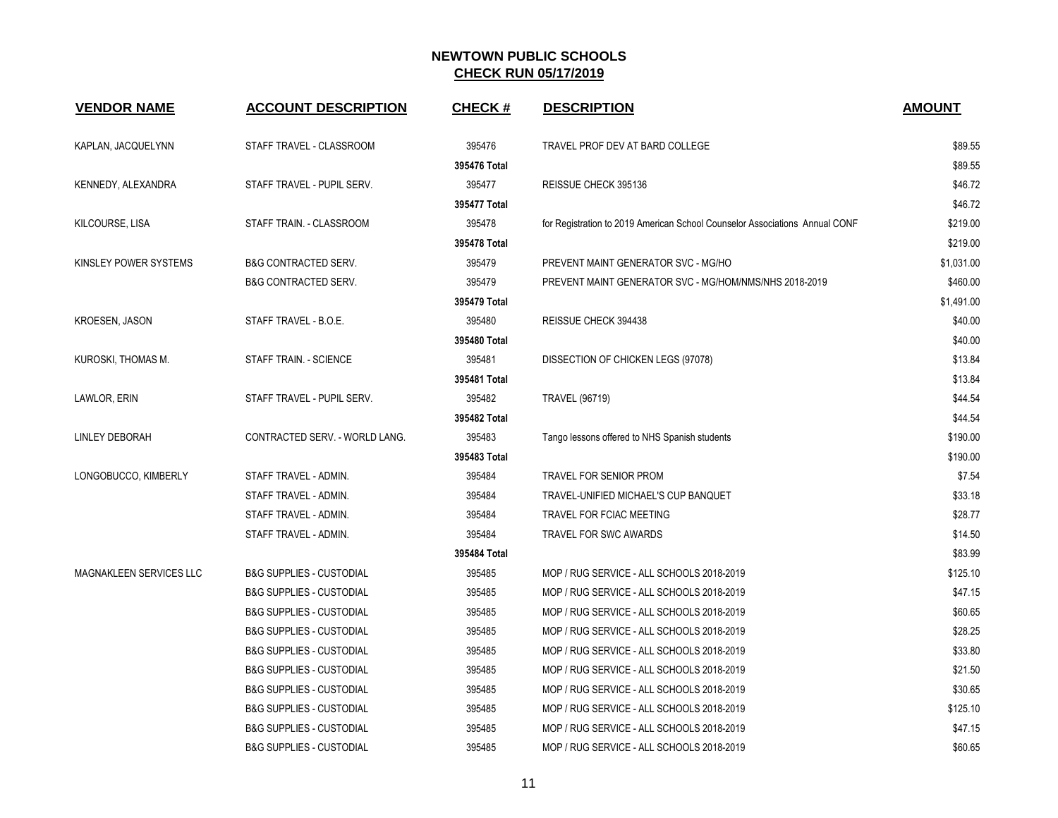# NEWTOWN PUBLIC SCHOOLS

## CHECK RUN 05/17/2019

| VENDOR NAME | ACCOUNT DESCRIPTION | CHECK # | DESCRIPTION | AMOUNT |
|---|---|---|---|---|
| KAPLAN, JACQUELYNN | STAFF TRAVEL - CLASSROOM | 395476 | TRAVEL PROF DEV AT BARD COLLEGE | $89.55 |
| | | **395476 Total** | | $89.55 |
| KENNEDY, ALEXANDRA | STAFF TRAVEL - PUPIL SERV. | 395477 | REISSUE CHECK 395136 | $46.72 |
| | | **395477 Total** | | $46.72 |
| KILCOURSE, LISA | STAFF TRAIN. - CLASSROOM | 395478 | for Registration to 2019 American School Counselor Associations Annual CONF | $219.00 |
| | | **395478 Total** | | $219.00 |
| KINSLEY POWER SYSTEMS | B&G CONTRACTED SERV. | 395479 | PREVENT MAINT GENERATOR SVC - MG/HO | $1,031.00 |
| | B&G CONTRACTED SERV. | 395479 | PREVENT MAINT GENERATOR SVC - MG/HOM/NMS/NHS 2018-2019 | $460.00 |
| | | **395479 Total** | | $1,491.00 |
| KROESEN, JASON | STAFF TRAVEL - B.O.E. | 395480 | REISSUE CHECK 394438 | $40.00 |
| | | **395480 Total** | | $40.00 |
| KUROSKI, THOMAS M. | STAFF TRAIN. - SCIENCE | 395481 | DISSECTION OF CHICKEN LEGS (97078) | $13.84 |
| | | **395481 Total** | | $13.84 |
| LAWLOR, ERIN | STAFF TRAVEL - PUPIL SERV. | 395482 | TRAVEL (96719) | $44.54 |
| | | **395482 Total** | | $44.54 |
| LINLEY DEBORAH | CONTRACTED SERV. - WORLD LANG. | 395483 | Tango lessons offered to NHS Spanish students | $190.00 |
| | | **395483 Total** | | $190.00 |
| LONGOBUCCO, KIMBERLY | STAFF TRAVEL - ADMIN. | 395484 | TRAVEL FOR SENIOR PROM | $7.54 |
| | STAFF TRAVEL - ADMIN. | 395484 | TRAVEL-UNIFIED MICHAEL'S CUP BANQUET | $33.18 |
| | STAFF TRAVEL - ADMIN. | 395484 | TRAVEL FOR FCIAC MEETING | $28.77 |
| | STAFF TRAVEL - ADMIN. | 395484 | TRAVEL FOR SWC AWARDS | $14.50 |
| | | **395484 Total** | | $83.99 |
| MAGNAKLEEN SERVICES LLC | B&G SUPPLIES - CUSTODIAL | 395485 | MOP / RUG SERVICE - ALL SCHOOLS 2018-2019 | $125.10 |
| | B&G SUPPLIES - CUSTODIAL | 395485 | MOP / RUG SERVICE - ALL SCHOOLS 2018-2019 | $47.15 |
| | B&G SUPPLIES - CUSTODIAL | 395485 | MOP / RUG SERVICE - ALL SCHOOLS 2018-2019 | $60.65 |
| | B&G SUPPLIES - CUSTODIAL | 395485 | MOP / RUG SERVICE - ALL SCHOOLS 2018-2019 | $28.25 |
| | B&G SUPPLIES - CUSTODIAL | 395485 | MOP / RUG SERVICE - ALL SCHOOLS 2018-2019 | $33.80 |
| | B&G SUPPLIES - CUSTODIAL | 395485 | MOP / RUG SERVICE - ALL SCHOOLS 2018-2019 | $21.50 |
| | B&G SUPPLIES - CUSTODIAL | 395485 | MOP / RUG SERVICE - ALL SCHOOLS 2018-2019 | $30.65 |
| | B&G SUPPLIES - CUSTODIAL | 395485 | MOP / RUG SERVICE - ALL SCHOOLS 2018-2019 | $125.10 |
| | B&G SUPPLIES - CUSTODIAL | 395485 | MOP / RUG SERVICE - ALL SCHOOLS 2018-2019 | $47.15 |
| | B&G SUPPLIES - CUSTODIAL | 395485 | MOP / RUG SERVICE - ALL SCHOOLS 2018-2019 | $60.65 |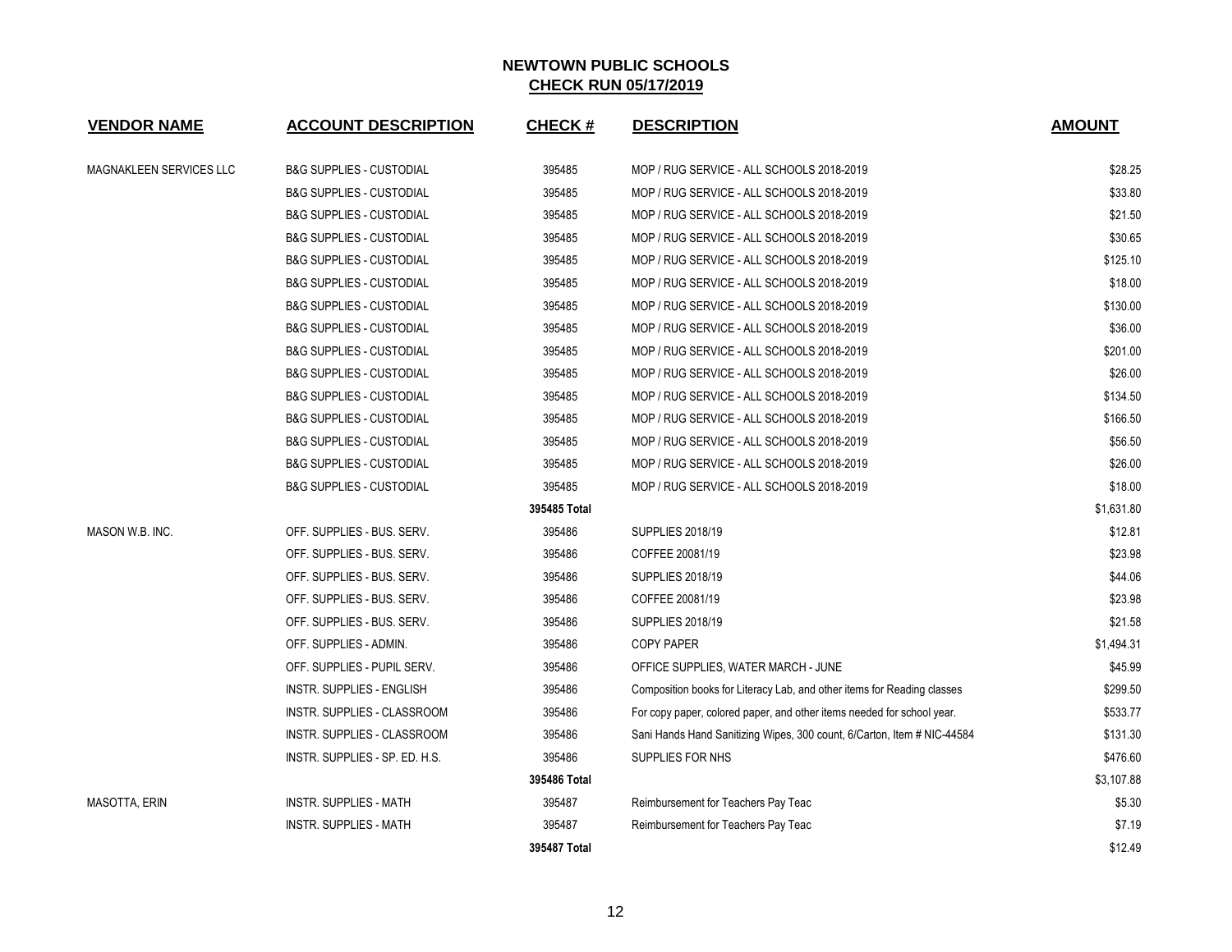# NEWTOWN PUBLIC SCHOOLS

## CHECK RUN 05/17/2019

| VENDOR NAME | ACCOUNT DESCRIPTION | CHECK # | DESCRIPTION | AMOUNT |
|---|---|---|---|---|
| MAGNAKLEEN SERVICES LLC | B&G SUPPLIES - CUSTODIAL | 395485 | MOP / RUG SERVICE - ALL SCHOOLS 2018-2019 | $28.25 |
| | B&G SUPPLIES - CUSTODIAL | 395485 | MOP / RUG SERVICE - ALL SCHOOLS 2018-2019 | $33.80 |
| | B&G SUPPLIES - CUSTODIAL | 395485 | MOP / RUG SERVICE - ALL SCHOOLS 2018-2019 | $21.50 |
| | B&G SUPPLIES - CUSTODIAL | 395485 | MOP / RUG SERVICE - ALL SCHOOLS 2018-2019 | $30.65 |
| | B&G SUPPLIES - CUSTODIAL | 395485 | MOP / RUG SERVICE - ALL SCHOOLS 2018-2019 | $125.10 |
| | B&G SUPPLIES - CUSTODIAL | 395485 | MOP / RUG SERVICE - ALL SCHOOLS 2018-2019 | $18.00 |
| | B&G SUPPLIES - CUSTODIAL | 395485 | MOP / RUG SERVICE - ALL SCHOOLS 2018-2019 | $130.00 |
| | B&G SUPPLIES - CUSTODIAL | 395485 | MOP / RUG SERVICE - ALL SCHOOLS 2018-2019 | $36.00 |
| | B&G SUPPLIES - CUSTODIAL | 395485 | MOP / RUG SERVICE - ALL SCHOOLS 2018-2019 | $201.00 |
| | B&G SUPPLIES - CUSTODIAL | 395485 | MOP / RUG SERVICE - ALL SCHOOLS 2018-2019 | $26.00 |
| | B&G SUPPLIES - CUSTODIAL | 395485 | MOP / RUG SERVICE - ALL SCHOOLS 2018-2019 | $134.50 |
| | B&G SUPPLIES - CUSTODIAL | 395485 | MOP / RUG SERVICE - ALL SCHOOLS 2018-2019 | $166.50 |
| | B&G SUPPLIES - CUSTODIAL | 395485 | MOP / RUG SERVICE - ALL SCHOOLS 2018-2019 | $56.50 |
| | B&G SUPPLIES - CUSTODIAL | 395485 | MOP / RUG SERVICE - ALL SCHOOLS 2018-2019 | $26.00 |
| | B&G SUPPLIES - CUSTODIAL | 395485 | MOP / RUG SERVICE - ALL SCHOOLS 2018-2019 | $18.00 |
| | | **395485 Total** | | $1,631.80 |
| MASON W.B. INC. | OFF. SUPPLIES - BUS. SERV. | 395486 | SUPPLIES 2018/19 | $12.81 |
| | OFF. SUPPLIES - BUS. SERV. | 395486 | COFFEE 20081/19 | $23.98 |
| | OFF. SUPPLIES - BUS. SERV. | 395486 | SUPPLIES 2018/19 | $44.06 |
| | OFF. SUPPLIES - BUS. SERV. | 395486 | COFFEE 20081/19 | $23.98 |
| | OFF. SUPPLIES - BUS. SERV. | 395486 | SUPPLIES 2018/19 | $21.58 |
| | OFF. SUPPLIES - ADMIN. | 395486 | COPY PAPER | $1,494.31 |
| | OFF. SUPPLIES - PUPIL SERV. | 395486 | OFFICE SUPPLIES, WATER MARCH - JUNE | $45.99 |
| | INSTR. SUPPLIES - ENGLISH | 395486 | Composition books for Literacy Lab, and other items for Reading classes | $299.50 |
| | INSTR. SUPPLIES - CLASSROOM | 395486 | For copy paper, colored paper, and other items needed for school year. | $533.77 |
| | INSTR. SUPPLIES - CLASSROOM | 395486 | Sani Hands Hand Sanitizing Wipes, 300 count, 6/Carton, Item # NIC-44584 | $131.30 |
| | INSTR. SUPPLIES - SP. ED. H.S. | 395486 | SUPPLIES FOR NHS | $476.60 |
| | | **395486 Total** | | $3,107.88 |
| MASOTTA, ERIN | INSTR. SUPPLIES - MATH | 395487 | Reimbursement for Teachers Pay Teac | $5.30 |
| | INSTR. SUPPLIES - MATH | 395487 | Reimbursement for Teachers Pay Teac | $7.19 |
| | | **395487 Total** | | $12.49 |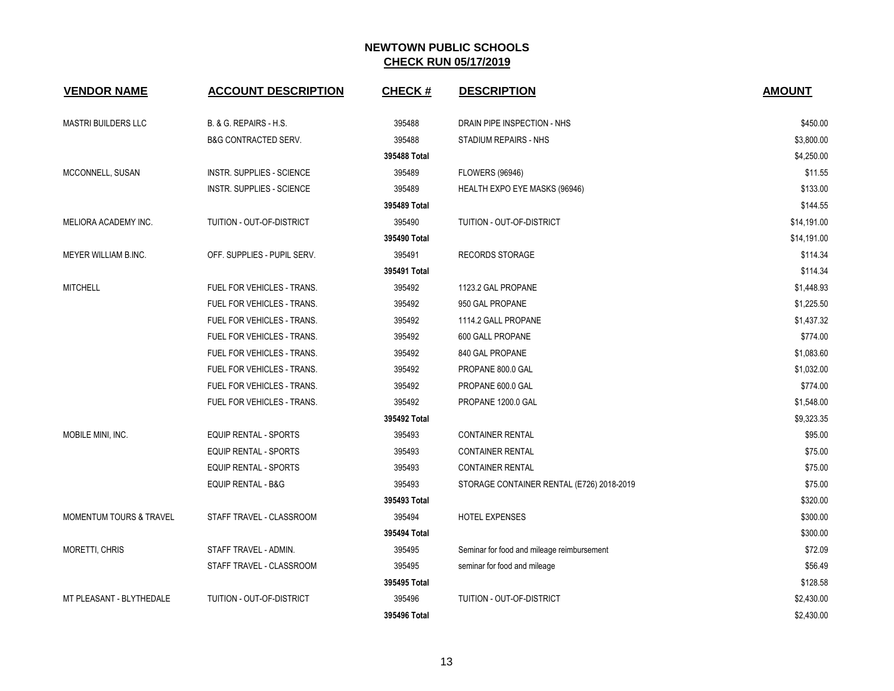# NEWTOWN PUBLIC SCHOOLS
## CHECK RUN 05/17/2019

| VENDOR NAME | ACCOUNT DESCRIPTION | CHECK # | DESCRIPTION | AMOUNT |
|---|---|---|---|---|
| MASTRI BUILDERS LLC | B. & G. REPAIRS - H.S. | 395488 | DRAIN PIPE INSPECTION - NHS | $450.00 |
| | B&G CONTRACTED SERV. | 395488 | STADIUM REPAIRS - NHS | $3,800.00 |
| | | **395488 Total** | | $4,250.00 |
| MCCONNELL, SUSAN | INSTR. SUPPLIES - SCIENCE | 395489 | FLOWERS (96946) | $11.55 |
| | INSTR. SUPPLIES - SCIENCE | 395489 | HEALTH EXPO EYE MASKS (96946) | $133.00 |
| | | **395489 Total** | | $144.55 |
| MELIORA ACADEMY INC. | TUITION - OUT-OF-DISTRICT | 395490 | TUITION - OUT-OF-DISTRICT | $14,191.00 |
| | | **395490 Total** | | $14,191.00 |
| MEYER WILLIAM B.INC. | OFF. SUPPLIES - PUPIL SERV. | 395491 | RECORDS STORAGE | $114.34 |
| | | **395491 Total** | | $114.34 |
| MITCHELL | FUEL FOR VEHICLES - TRANS. | 395492 | 1123.2 GAL PROPANE | $1,448.93 |
| | FUEL FOR VEHICLES - TRANS. | 395492 | 950 GAL PROPANE | $1,225.50 |
| | FUEL FOR VEHICLES - TRANS. | 395492 | 1114.2 GALL PROPANE | $1,437.32 |
| | FUEL FOR VEHICLES - TRANS. | 395492 | 600 GALL PROPANE | $774.00 |
| | FUEL FOR VEHICLES - TRANS. | 395492 | 840 GAL PROPANE | $1,083.60 |
| | FUEL FOR VEHICLES - TRANS. | 395492 | PROPANE 800.0 GAL | $1,032.00 |
| | FUEL FOR VEHICLES - TRANS. | 395492 | PROPANE 600.0 GAL | $774.00 |
| | FUEL FOR VEHICLES - TRANS. | 395492 | PROPANE 1200.0 GAL | $1,548.00 |
| | | **395492 Total** | | $9,323.35 |
| MOBILE MINI, INC. | EQUIP RENTAL - SPORTS | 395493 | CONTAINER RENTAL | $95.00 |
| | EQUIP RENTAL - SPORTS | 395493 | CONTAINER RENTAL | $75.00 |
| | EQUIP RENTAL - SPORTS | 395493 | CONTAINER RENTAL | $75.00 |
| | EQUIP RENTAL - B&G | 395493 | STORAGE CONTAINER RENTAL (E726) 2018-2019 | $75.00 |
| | | **395493 Total** | | $320.00 |
| MOMENTUM TOURS & TRAVEL | STAFF TRAVEL - CLASSROOM | 395494 | HOTEL EXPENSES | $300.00 |
| | | **395494 Total** | | $300.00 |
| MORETTI, CHRIS | STAFF TRAVEL - ADMIN. | 395495 | Seminar for food and mileage reimbursement | $72.09 |
| | STAFF TRAVEL - CLASSROOM | 395495 | seminar for food and mileage | $56.49 |
| | | **395495 Total** | | $128.58 |
| MT PLEASANT - BLYTHEDALE | TUITION - OUT-OF-DISTRICT | 395496 | TUITION - OUT-OF-DISTRICT | $2,430.00 |
| | | **395496 Total** | | $2,430.00 |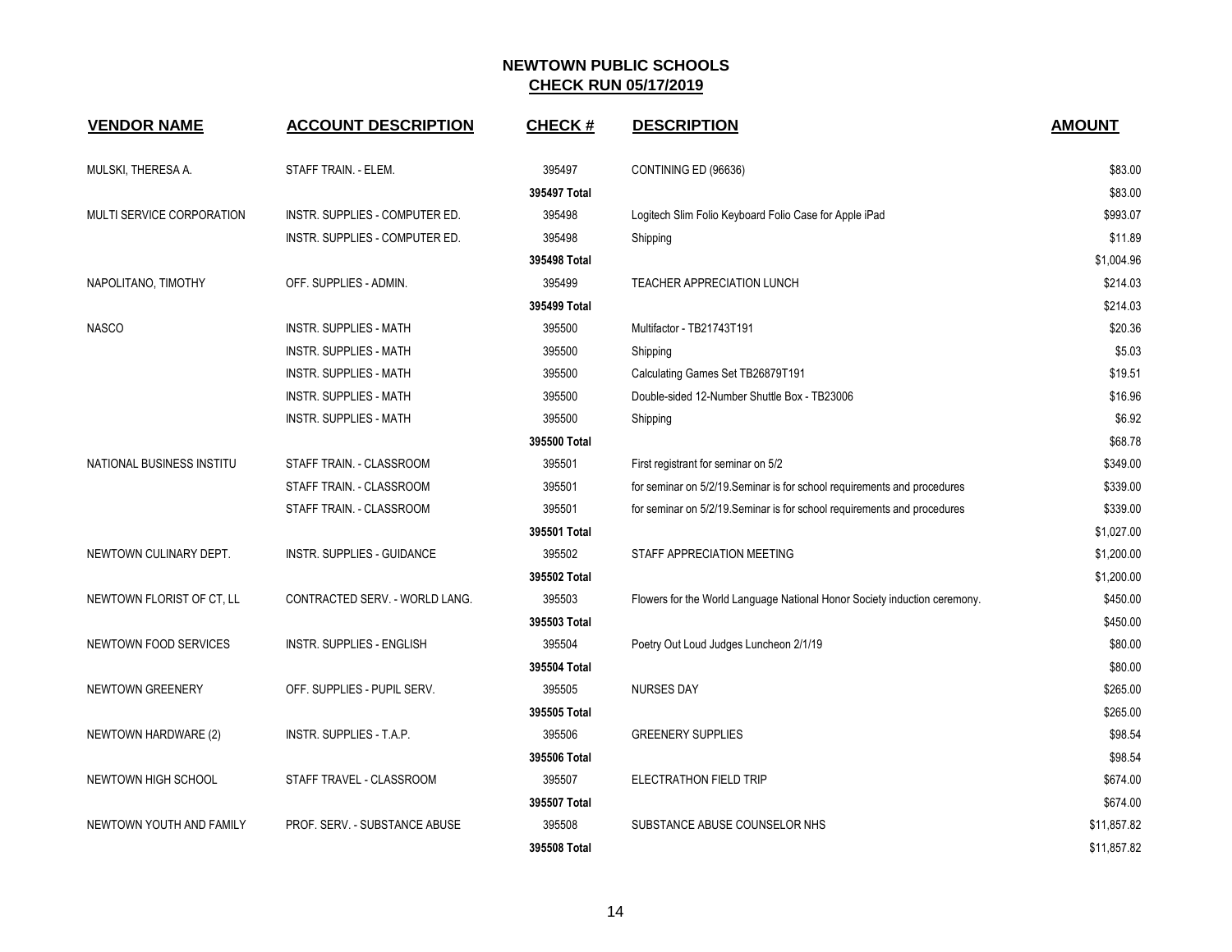# NEWTOWN PUBLIC SCHOOLS

## CHECK RUN 05/17/2019

| VENDOR NAME | ACCOUNT DESCRIPTION | CHECK # | DESCRIPTION | AMOUNT |
|---|---|---|---|---|
| MULSKI, THERESA A. | STAFF TRAIN. - ELEM. | 395497 | CONTINING ED (96636) | $83.00 |
| | | 395497 Total | | $83.00 |
| MULTI SERVICE CORPORATION | INSTR. SUPPLIES - COMPUTER ED. | 395498 | Logitech Slim Folio Keyboard Folio Case for Apple iPad | $993.07 |
| | INSTR. SUPPLIES - COMPUTER ED. | 395498 | Shipping | $11.89 |
| | | 395498 Total | | $1,004.96 |
| NAPOLITANO, TIMOTHY | OFF. SUPPLIES - ADMIN. | 395499 | TEACHER APPRECIATION LUNCH | $214.03 |
| | | 395499 Total | | $214.03 |
| NASCO | INSTR. SUPPLIES - MATH | 395500 | Multifactor - TB21743T191 | $20.36 |
| | INSTR. SUPPLIES - MATH | 395500 | Shipping | $5.03 |
| | INSTR. SUPPLIES - MATH | 395500 | Calculating Games Set TB26879T191 | $19.51 |
| | INSTR. SUPPLIES - MATH | 395500 | Double-sided 12-Number Shuttle Box - TB23006 | $16.96 |
| | INSTR. SUPPLIES - MATH | 395500 | Shipping | $6.92 |
| | | 395500 Total | | $68.78 |
| NATIONAL BUSINESS INSTITU | STAFF TRAIN. - CLASSROOM | 395501 | First registrant for seminar on 5/2 | $349.00 |
| | STAFF TRAIN. - CLASSROOM | 395501 | for seminar on 5/2/19.Seminar is for school requirements and procedures | $339.00 |
| | STAFF TRAIN. - CLASSROOM | 395501 | for seminar on 5/2/19.Seminar is for school requirements and procedures | $339.00 |
| | | 395501 Total | | $1,027.00 |
| NEWTOWN CULINARY DEPT. | INSTR. SUPPLIES - GUIDANCE | 395502 | STAFF APPRECIATION MEETING | $1,200.00 |
| | | 395502 Total | | $1,200.00 |
| NEWTOWN FLORIST OF CT, LL | CONTRACTED SERV. - WORLD LANG. | 395503 | Flowers for the World Language National Honor Society induction ceremony. | $450.00 |
| | | 395503 Total | | $450.00 |
| NEWTOWN FOOD SERVICES | INSTR. SUPPLIES - ENGLISH | 395504 | Poetry Out Loud Judges Luncheon 2/1/19 | $80.00 |
| | | 395504 Total | | $80.00 |
| NEWTOWN GREENERY | OFF. SUPPLIES - PUPIL SERV. | 395505 | NURSES DAY | $265.00 |
| | | 395505 Total | | $265.00 |
| NEWTOWN HARDWARE (2) | INSTR. SUPPLIES - T.A.P. | 395506 | GREENERY SUPPLIES | $98.54 |
| | | 395506 Total | | $98.54 |
| NEWTOWN HIGH SCHOOL | STAFF TRAVEL - CLASSROOM | 395507 | ELECTRATHON FIELD TRIP | $674.00 |
| | | 395507 Total | | $674.00 |
| NEWTOWN YOUTH AND FAMILY | PROF. SERV. - SUBSTANCE ABUSE | 395508 | SUBSTANCE ABUSE COUNSELOR NHS | $11,857.82 |
| | | 395508 Total | | $11,857.82 |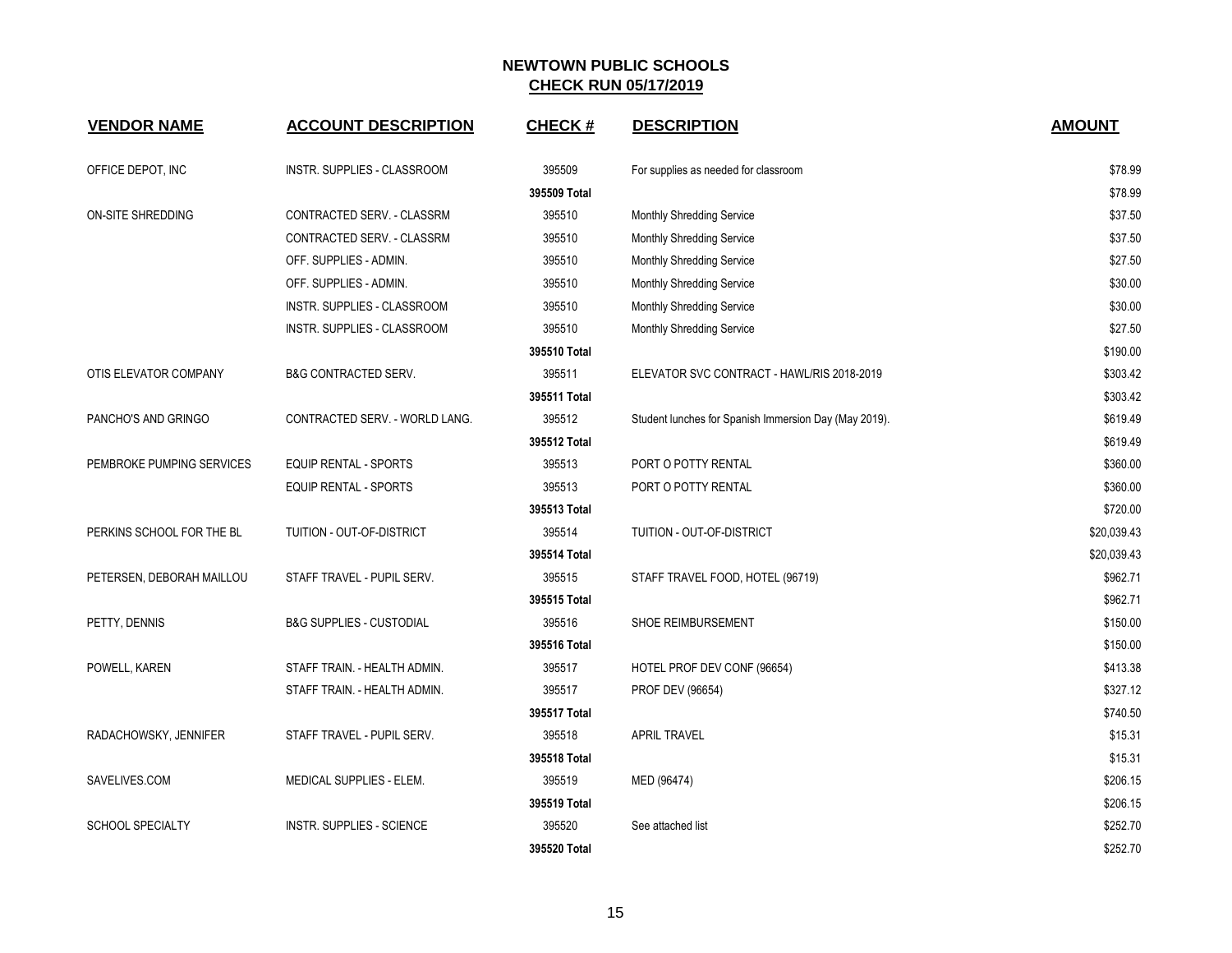# NEWTOWN PUBLIC SCHOOLS

## CHECK RUN 05/17/2019

| VENDOR NAME | ACCOUNT DESCRIPTION | CHECK # | DESCRIPTION | AMOUNT |
|---|---|---|---|---|
| OFFICE DEPOT, INC | INSTR. SUPPLIES - CLASSROOM | 395509 | For supplies as needed for classroom | $78.99 |
| | | **395509 Total** | | $78.99 |
| ON-SITE SHREDDING | CONTRACTED SERV. - CLASSRM | 395510 | Monthly Shredding Service | $37.50 |
| | CONTRACTED SERV. - CLASSRM | 395510 | Monthly Shredding Service | $37.50 |
| | OFF. SUPPLIES - ADMIN. | 395510 | Monthly Shredding Service | $27.50 |
| | OFF. SUPPLIES - ADMIN. | 395510 | Monthly Shredding Service | $30.00 |
| | INSTR. SUPPLIES - CLASSROOM | 395510 | Monthly Shredding Service | $30.00 |
| | INSTR. SUPPLIES - CLASSROOM | 395510 | Monthly Shredding Service | $27.50 |
| | | **395510 Total** | | $190.00 |
| OTIS ELEVATOR COMPANY | B&G CONTRACTED SERV. | 395511 | ELEVATOR SVC CONTRACT - HAWL/RIS 2018-2019 | $303.42 |
| | | **395511 Total** | | $303.42 |
| PANCHO'S AND GRINGO | CONTRACTED SERV. - WORLD LANG. | 395512 | Student lunches for Spanish Immersion Day (May 2019). | $619.49 |
| | | **395512 Total** | | $619.49 |
| PEMBROKE PUMPING SERVICES | EQUIP RENTAL - SPORTS | 395513 | PORT O POTTY RENTAL | $360.00 |
| | EQUIP RENTAL - SPORTS | 395513 | PORT O POTTY RENTAL | $360.00 |
| | | **395513 Total** | | $720.00 |
| PERKINS SCHOOL FOR THE BL | TUITION - OUT-OF-DISTRICT | 395514 | TUITION - OUT-OF-DISTRICT | $20,039.43 |
| | | **395514 Total** | | $20,039.43 |
| PETERSEN, DEBORAH MAILLOU | STAFF TRAVEL - PUPIL SERV. | 395515 | STAFF TRAVEL FOOD, HOTEL (96719) | $962.71 |
| | | **395515 Total** | | $962.71 |
| PETTY, DENNIS | B&G SUPPLIES - CUSTODIAL | 395516 | SHOE REIMBURSEMENT | $150.00 |
| | | **395516 Total** | | $150.00 |
| POWELL, KAREN | STAFF TRAIN. - HEALTH ADMIN. | 395517 | HOTEL PROF DEV CONF (96654) | $413.38 |
| | STAFF TRAIN. - HEALTH ADMIN. | 395517 | PROF DEV (96654) | $327.12 |
| | | **395517 Total** | | $740.50 |
| RADACHOWSKY, JENNIFER | STAFF TRAVEL - PUPIL SERV. | 395518 | APRIL TRAVEL | $15.31 |
| | | **395518 Total** | | $15.31 |
| SAVELIVES.COM | MEDICAL SUPPLIES - ELEM. | 395519 | MED (96474) | $206.15 |
| | | **395519 Total** | | $206.15 |
| SCHOOL SPECIALTY | INSTR. SUPPLIES - SCIENCE | 395520 | See attached list | $252.70 |
| | | **395520 Total** | | $252.70 |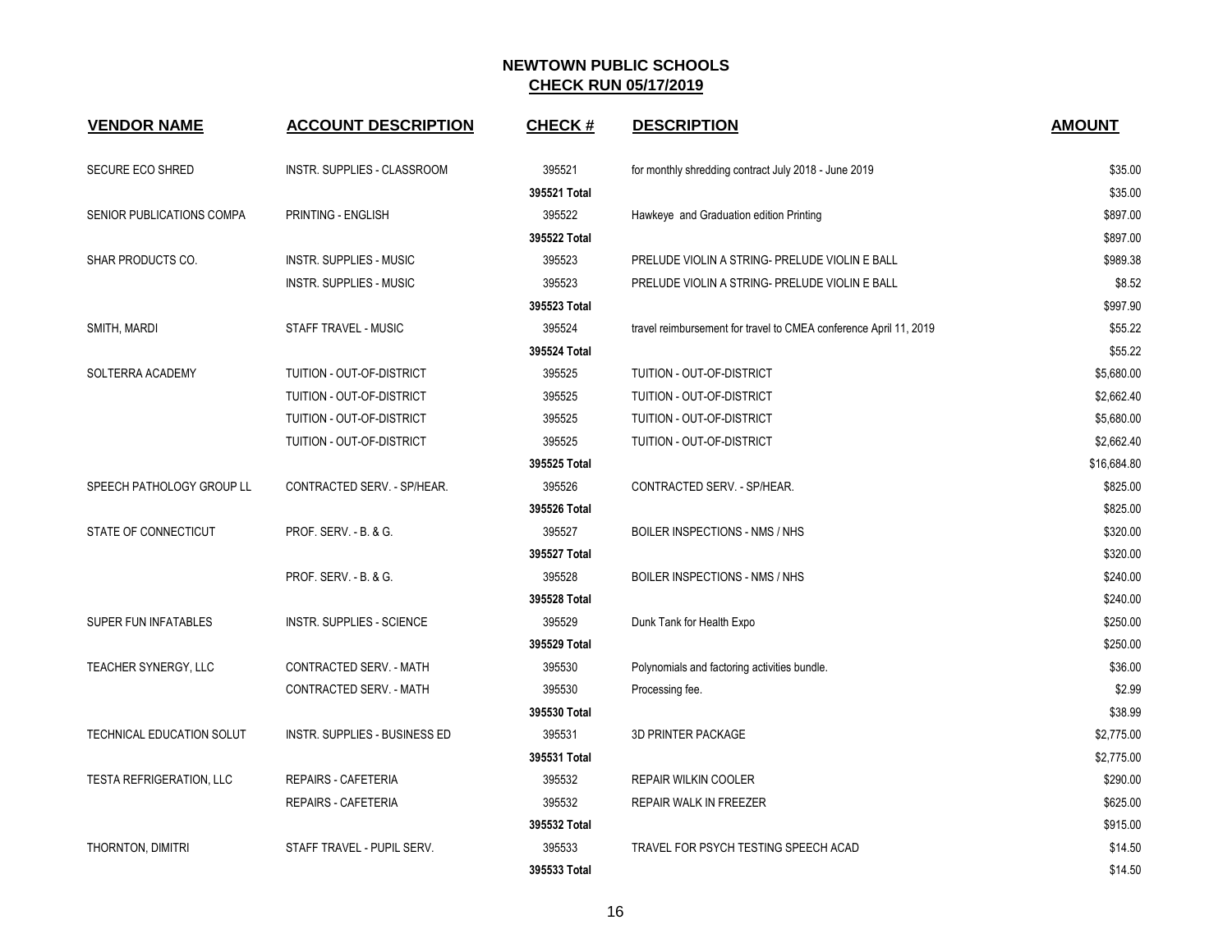# NEWTOWN PUBLIC SCHOOLS

## CHECK RUN 05/17/2019

| VENDOR NAME | ACCOUNT DESCRIPTION | CHECK # | DESCRIPTION | AMOUNT |
|---|---|---|---|---|
| SECURE ECO SHRED | INSTR. SUPPLIES - CLASSROOM | 395521 | for monthly shredding contract July 2018 - June 2019 | $35.00 |
| | | **395521 Total** | | $35.00 |
| SENIOR PUBLICATIONS COMPA | PRINTING - ENGLISH | 395522 | Hawkeye and Graduation edition Printing | $897.00 |
| | | **395522 Total** | | $897.00 |
| SHAR PRODUCTS CO. | INSTR. SUPPLIES - MUSIC | 395523 | PRELUDE VIOLIN A STRING- PRELUDE VIOLIN E BALL | $989.38 |
| | INSTR. SUPPLIES - MUSIC | 395523 | PRELUDE VIOLIN A STRING- PRELUDE VIOLIN E BALL | $8.52 |
| | | **395523 Total** | | $997.90 |
| SMITH, MARDI | STAFF TRAVEL - MUSIC | 395524 | travel reimbursement for travel to CMEA conference April 11, 2019 | $55.22 |
| | | **395524 Total** | | $55.22 |
| SOLTERRA ACADEMY | TUITION - OUT-OF-DISTRICT | 395525 | TUITION - OUT-OF-DISTRICT | $5,680.00 |
| | TUITION - OUT-OF-DISTRICT | 395525 | TUITION - OUT-OF-DISTRICT | $2,662.40 |
| | TUITION - OUT-OF-DISTRICT | 395525 | TUITION - OUT-OF-DISTRICT | $5,680.00 |
| | TUITION - OUT-OF-DISTRICT | 395525 | TUITION - OUT-OF-DISTRICT | $2,662.40 |
| | | **395525 Total** | | $16,684.80 |
| SPEECH PATHOLOGY GROUP LL | CONTRACTED SERV. - SP/HEAR. | 395526 | CONTRACTED SERV. - SP/HEAR. | $825.00 |
| | | **395526 Total** | | $825.00 |
| STATE OF CONNECTICUT | PROF. SERV. - B. & G. | 395527 | BOILER INSPECTIONS - NMS / NHS | $320.00 |
| | | **395527 Total** | | $320.00 |
| | PROF. SERV. - B. & G. | 395528 | BOILER INSPECTIONS - NMS / NHS | $240.00 |
| | | **395528 Total** | | $240.00 |
| SUPER FUN INFATABLES | INSTR. SUPPLIES - SCIENCE | 395529 | Dunk Tank for Health Expo | $250.00 |
| | | **395529 Total** | | $250.00 |
| TEACHER SYNERGY, LLC | CONTRACTED SERV. - MATH | 395530 | Polynomials and factoring activities bundle. | $36.00 |
| | CONTRACTED SERV. - MATH | 395530 | Processing fee. | $2.99 |
| | | **395530 Total** | | $38.99 |
| TECHNICAL EDUCATION SOLUT | INSTR. SUPPLIES - BUSINESS ED | 395531 | 3D PRINTER PACKAGE | $2,775.00 |
| | | **395531 Total** | | $2,775.00 |
| TESTA REFRIGERATION, LLC | REPAIRS - CAFETERIA | 395532 | REPAIR WILKIN COOLER | $290.00 |
| | REPAIRS - CAFETERIA | 395532 | REPAIR WALK IN FREEZER | $625.00 |
| | | **395532 Total** | | $915.00 |
| THORNTON, DIMITRI | STAFF TRAVEL - PUPIL SERV. | 395533 | TRAVEL FOR PSYCH TESTING SPEECH ACAD | $14.50 |
| | | **395533 Total** | | $14.50 |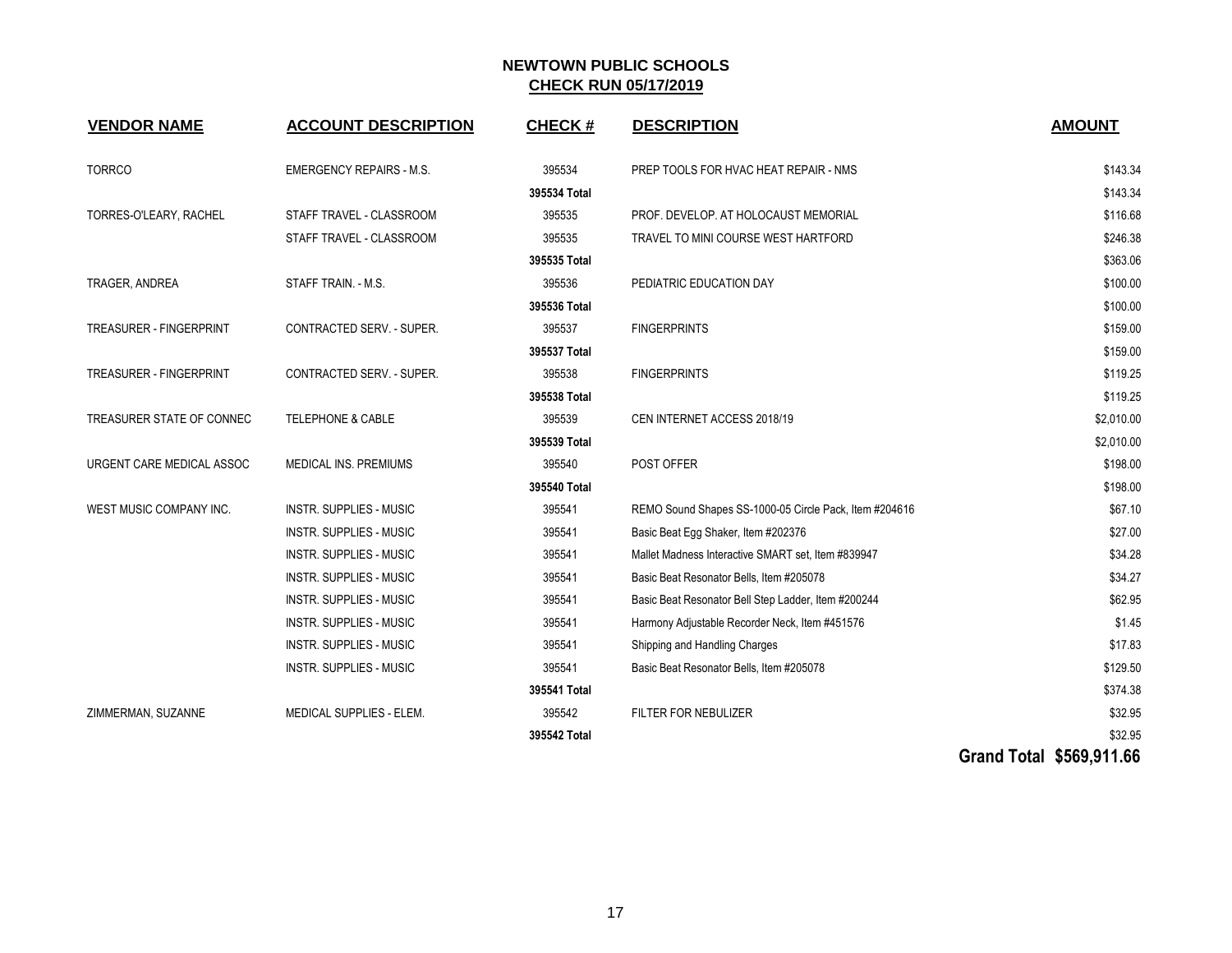## NEWTOWN PUBLIC SCHOOLS
## CHECK RUN 05/17/2019

| VENDOR NAME | ACCOUNT DESCRIPTION | CHECK # | DESCRIPTION | AMOUNT |
|---|---|---|---|---|
| TORRCO | EMERGENCY REPAIRS - M.S. | 395534 | PREP TOOLS FOR HVAC HEAT REPAIR - NMS | $143.34 |
| | | **395534 Total** | | $143.34 |
| TORRES-O'LEARY, RACHEL | STAFF TRAVEL - CLASSROOM | 395535 | PROF. DEVELOP. AT HOLOCAUST MEMORIAL | $116.68 |
| | STAFF TRAVEL - CLASSROOM | 395535 | TRAVEL TO MINI COURSE WEST HARTFORD | $246.38 |
| | | **395535 Total** | | $363.06 |
| TRAGER, ANDREA | STAFF TRAIN. - M.S. | 395536 | PEDIATRIC EDUCATION DAY | $100.00 |
| | | **395536 Total** | | $100.00 |
| TREASURER - FINGERPRINT | CONTRACTED SERV. - SUPER. | 395537 | FINGERPRINTS | $159.00 |
| | | **395537 Total** | | $159.00 |
| TREASURER - FINGERPRINT | CONTRACTED SERV. - SUPER. | 395538 | FINGERPRINTS | $119.25 |
| | | **395538 Total** | | $119.25 |
| TREASURER STATE OF CONNEC | TELEPHONE & CABLE | 395539 | CEN INTERNET ACCESS 2018/19 | $2,010.00 |
| | | **395539 Total** | | $2,010.00 |
| URGENT CARE MEDICAL ASSOC | MEDICAL INS. PREMIUMS | 395540 | POST OFFER | $198.00 |
| | | **395540 Total** | | $198.00 |
| WEST MUSIC COMPANY INC. | INSTR. SUPPLIES - MUSIC | 395541 | REMO Sound Shapes SS-1000-05 Circle Pack, Item #204616 | $67.10 |
| | INSTR. SUPPLIES - MUSIC | 395541 | Basic Beat Egg Shaker, Item #202376 | $27.00 |
| | INSTR. SUPPLIES - MUSIC | 395541 | Mallet Madness Interactive SMART set, Item #839947 | $34.28 |
| | INSTR. SUPPLIES - MUSIC | 395541 | Basic Beat Resonator Bells, Item #205078 | $34.27 |
| | INSTR. SUPPLIES - MUSIC | 395541 | Basic Beat Resonator Bell Step Ladder, Item #200244 | $62.95 |
| | INSTR. SUPPLIES - MUSIC | 395541 | Harmony Adjustable Recorder Neck, Item #451576 | $1.45 |
| | INSTR. SUPPLIES - MUSIC | 395541 | Shipping and Handling Charges | $17.83 |
| | INSTR. SUPPLIES - MUSIC | 395541 | Basic Beat Resonator Bells, Item #205078 | $129.50 |
| | | **395541 Total** | | $374.38 |
| ZIMMERMAN, SUZANNE | MEDICAL SUPPLIES - ELEM. | 395542 | FILTER FOR NEBULIZER | $32.95 |
| | | **395542 Total** | | $32.95 |
| | | | **Grand Total** | **$569,911.66** |